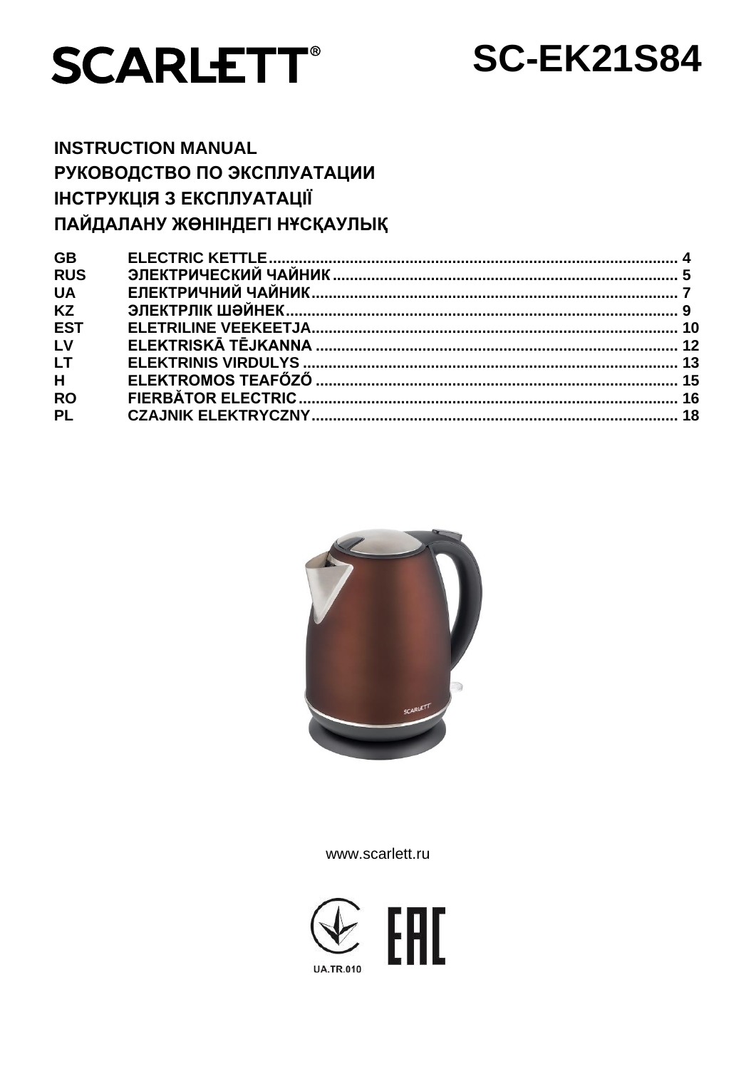# SCARLETT® SC-EK21S84

**INSTRUCTION MANUAL**
**РУКОВОДСТВО ПО ЭКСПЛУАТАЦИИ**
**ІНСТРУКЦІЯ З ЕКСПЛУАТАЦІЇ**
**ПАЙДАЛАНУ ЖӨНІНДЕГІ НҰСҚАУЛЫҚ**

| | | |
|---|---|---|
| GB | ELECTRIC KETTLE | 4 |
| RUS | ЭЛЕКТРИЧЕСКИЙ ЧАЙНИК | 5 |
| UA | ЕЛЕКТРИЧНИЙ ЧАЙНИК | 7 |
| KZ | ЭЛЕКТРЛІК ШӘЙНЕК | 9 |
| EST | ELETRILINE VEEKEETJA | 10 |
| LV | ELEKTRISKĀ TĒJKANNA | 12 |
| LT | ELEKTRINIS VIRDULYS | 13 |
| H | ELEKTROMOS TEAFŐZŐ | 15 |
| RO | FIERBĂTOR ELECTRIC | 16 |
| PL | CZAJNIK ELEKTRYCZNY | 18 |

www.scarlett.ru

UA.TR.010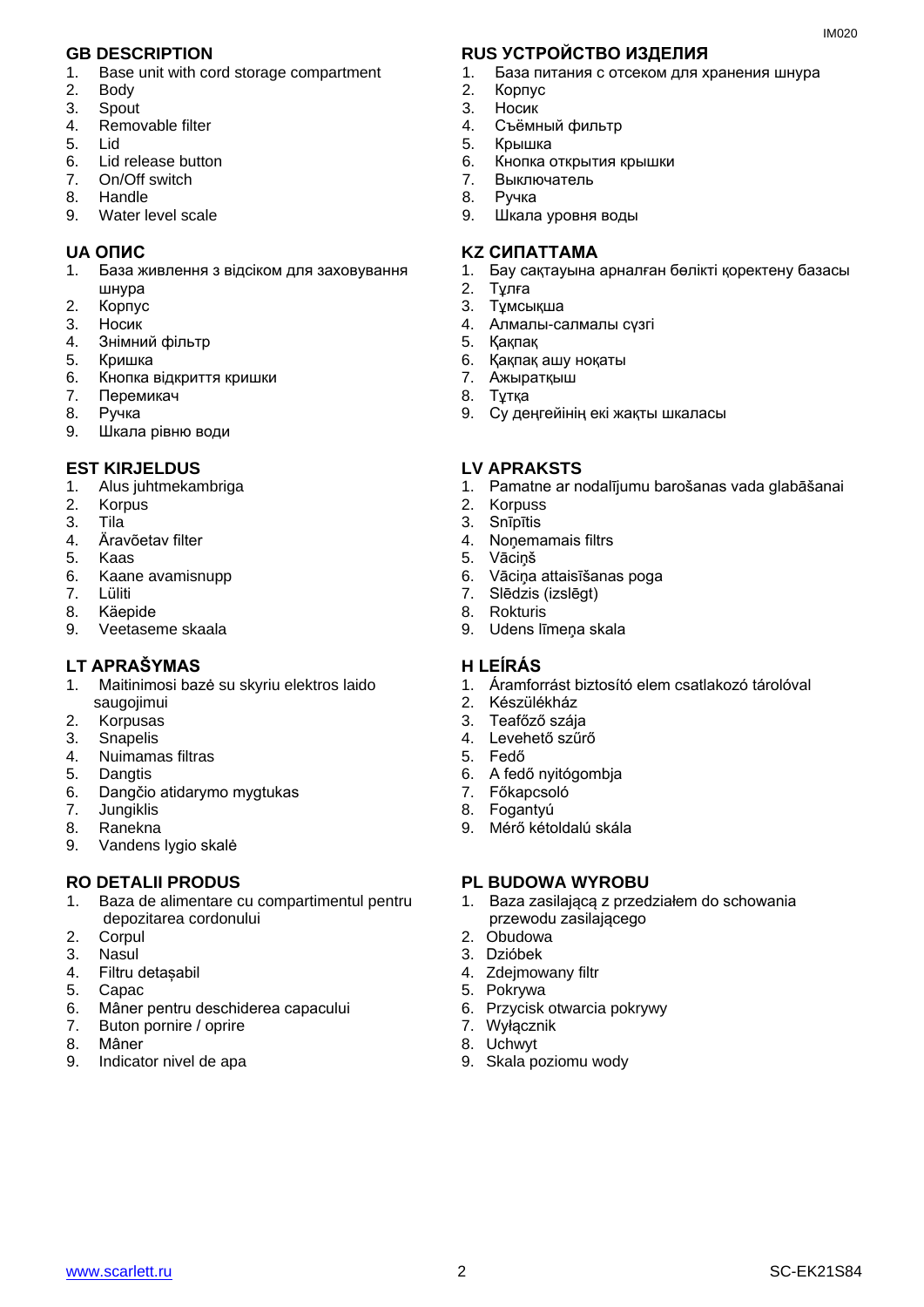## GB DESCRIPTION

1. Base unit with cord storage compartment
2. Body
3. Spout
4. Removable filter
5. Lid
6. Lid release button
7. On/Off switch
8. Handle
9. Water level scale

## RUS УСТРОЙСТВО ИЗДЕЛИЯ

1. База питания с отсеком для хранения шнура
2. Корпус
3. Носик
4. Съёмный фильтр
5. Крышка
6. Кнопка открытия крышки
7. Выключатель
8. Ручка
9. Шкала уровня воды

## UA ОПИС

1. База живлення з відсіком для заховування шнура
2. Корпус
3. Носик
4. Знімний фільтр
5. Кришка
6. Кнопка відкриття кришки
7. Перемикач
8. Ручка
9. Шкала рівню води

## KZ СИПАТТАМА

1. Бау сақтауына арналған бөлікті қоректену базасы
2. Тұлға
3. Тұмсықша
4. Алмалы-салмалы сүзгі
5. Қақпақ
6. Қақпақ ашу ноқаты
7. Ажыратқыш
8. Тұтқа
9. Су деңгейінің екі жақты шкаласы

## EST KIRJELDUS

1. Alus juhtmekambriga
2. Korpus
3. Tila
4. Äravõetav filter
5. Kaas
6. Kaane avamisnupp
7. Lüliti
8. Käepide
9. Veetaseme skaala

## LV APRAKSTS

1. Pamatne ar nodalījumu barošanas vada glabāšanai
2. Korpuss
3. Snīpītis
4. Noņemamais filtrs
5. Vāciņš
6. Vāciņa attaisīšanas poga
7. Slēdzis (izslēgt)
8. Rokturis
9. Udens līmeņa skala

## LT APRAŠYMAS

1. Maitinimosi bazė su skyriu elektros laido saugojimui
2. Korpusas
3. Snapelis
4. Nuimamas filtras
5. Dangtis
6. Dangčio atidarymo mygtukas
7. Jungiklis
8. Ranekna
9. Vandens lygio skalė

## H LEÍRÁS

1. Áramforrást biztosító elem csatlakozó tárolóval
2. Készülékház
3. Teafőző szája
4. Levehető szűrő
5. Fedő
6. A fedő nyitógombja
7. Főkapcsoló
8. Fogantyú
9. Mérő kétoldalú skála

## RO DETALII PRODUS

1. Baza de alimentare cu compartimentul pentru depozitarea cordonului
2. Corpul
3. Nasul
4. Filtru detașabil
5. Capac
6. Mâner pentru deschiderea capacului
7. Buton pornire / oprire
8. Mâner
9. Indicator nivel de apa

## PL BUDOWA WYROBU

1. Baza zasilającą z przedziałem do schowania przewodu zasilającego
2. Obudowa
3. Dzióbek
4. Zdejmowany filtr
5. Pokrywa
6. Przycisk otwarcia pokrywy
7. Wyłącznik
8. Uchwyt
9. Skala poziomu wody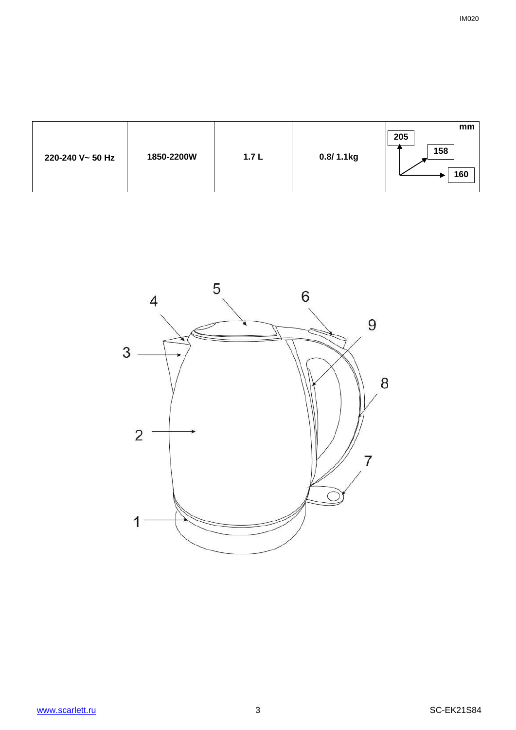| 220-240 V~ 50 Hz | 1850-2200W | 1.7 L | 0.8/ 1.1kg | mm 205 158 160 |
| --- | --- | --- | --- | --- |

1

2

3

4

5

6

7

8

9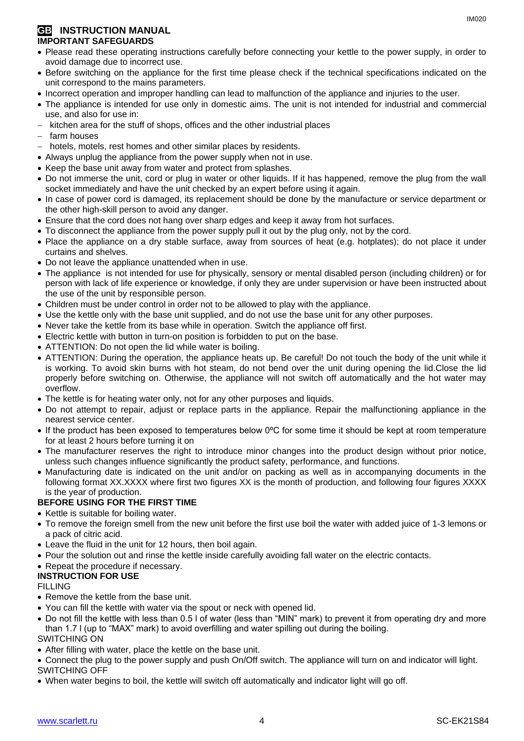# GB INSTRUCTION MANUAL

## IMPORTANT SAFEGUARDS

- Please read these operating instructions carefully before connecting your kettle to the power supply, in order to avoid damage due to incorrect use.
- Before switching on the appliance for the first time please check if the technical specifications indicated on the unit correspond to the mains parameters.
- Incorrect operation and improper handling can lead to malfunction of the appliance and injuries to the user.
- The appliance is intended for use only in domestic aims. The unit is not intended for industrial and commercial use, and also for use in:
  - kitchen area for the stuff of shops, offices and the other industrial places
  - farm houses
  - hotels, motels, rest homes and other similar places by residents.
- Always unplug the appliance from the power supply when not in use.
- Keep the base unit away from water and protect from splashes.
- Do not immerse the unit, cord or plug in water or other liquids. If it has happened, remove the plug from the wall socket immediately and have the unit checked by an expert before using it again.
- In case of power cord is damaged, its replacement should be done by the manufacture or service department or the other high-skill person to avoid any danger.
- Ensure that the cord does not hang over sharp edges and keep it away from hot surfaces.
- To disconnect the appliance from the power supply pull it out by the plug only, not by the cord.
- Place the appliance on a dry stable surface, away from sources of heat (e.g. hotplates); do not place it under curtains and shelves.
- Do not leave the appliance unattended when in use.
- The appliance is not intended for use for physically, sensory or mental disabled person (including children) or for person with lack of life experience or knowledge, if only they are under supervision or have been instructed about the use of the unit by responsible person.
- Children must be under control in order not to be allowed to play with the appliance.
- Use the kettle only with the base unit supplied, and do not use the base unit for any other purposes.
- Never take the kettle from its base while in operation. Switch the appliance off first.
- Electric kettle with button in turn-on position is forbidden to put on the base.
- ATTENTION: Do not open the lid while water is boiling.
- ATTENTION: During the operation, the appliance heats up. Be careful! Do not touch the body of the unit while it is working. To avoid skin burns with hot steam, do not bend over the unit during opening the lid.Close the lid properly before switching on. Otherwise, the appliance will not switch off automatically and the hot water may overflow.
- The kettle is for heating water only, not for any other purposes and liquids.
- Do not attempt to repair, adjust or replace parts in the appliance. Repair the malfunctioning appliance in the nearest service center.
- If the product has been exposed to temperatures below 0ºC for some time it should be kept at room temperature for at least 2 hours before turning it on
- The manufacturer reserves the right to introduce minor changes into the product design without prior notice, unless such changes influence significantly the product safety, performance, and functions.
- Manufacturing date is indicated on the unit and/or on packing as well as in accompanying documents in the following format XX.XXXX where first two figures XX is the month of production, and following four figures XXXX is the year of production.

## BEFORE USING FOR THE FIRST TIME

- Kettle is suitable for boiling water.
- To remove the foreign smell from the new unit before the first use boil the water with added juice of 1-3 lemons or a pack of citric acid.
- Leave the fluid in the unit for 12 hours, then boil again.
- Pour the solution out and rinse the kettle inside carefully avoiding fall water on the electric contacts.
- Repeat the procedure if necessary.

## INSTRUCTION FOR USE

FILLING

- Remove the kettle from the base unit.
- You can fill the kettle with water via the spout or neck with opened lid.
- Do not fill the kettle with less than 0.5 l of water (less than "MIN" mark) to prevent it from operating dry and more than 1.7 l (up to "MAX" mark) to avoid overfilling and water spilling out during the boiling.

SWITCHING ON

- After filling with water, place the kettle on the base unit.
- Connect the plug to the power supply and push On/Off switch. The appliance will turn on and indicator will light.

SWITCHING OFF

- When water begins to boil, the kettle will switch off automatically and indicator light will go off.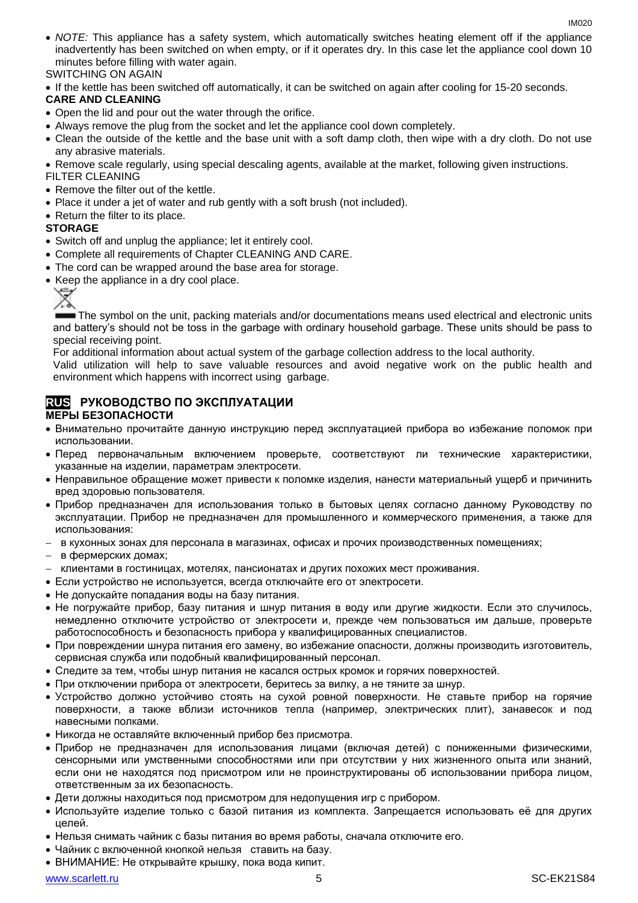- *NOTE:* This appliance has a safety system, which automatically switches heating element off if the appliance inadvertently has been switched on when empty, or if it operates dry. In this case let the appliance cool down 10 minutes before filling with water again.

SWITCHING ON AGAIN

- If the kettle has been switched off automatically, it can be switched on again after cooling for 15-20 seconds.

**CARE AND CLEANING**

- Open the lid and pour out the water through the orifice.
- Always remove the plug from the socket and let the appliance cool down completely.
- Clean the outside of the kettle and the base unit with a soft damp cloth, then wipe with a dry cloth. Do not use any abrasive materials.
- Remove scale regularly, using special descaling agents, available at the market, following given instructions.

FILTER CLEANING

- Remove the filter out of the kettle.
- Place it under a jet of water and rub gently with a soft brush (not included).
- Return the filter to its place.

**STORAGE**

- Switch off and unplug the appliance; let it entirely cool.
- Complete all requirements of Chapter CLEANING AND CARE.
- The cord can be wrapped around the base area for storage.
- Keep the appliance in a dry cool place.

The symbol on the unit, packing materials and/or documentations means used electrical and electronic units and battery's should not be toss in the garbage with ordinary household garbage. These units should be pass to special receiving point.

For additional information about actual system of the garbage collection address to the local authority.

Valid utilization will help to save valuable resources and avoid negative work on the public health and environment which happens with incorrect using garbage.

## RUS РУКОВОДСТВО ПО ЭКСПЛУАТАЦИИ

**МЕРЫ БЕЗОПАСНОСТИ**

- Внимательно прочитайте данную инструкцию перед эксплуатацией прибора во избежание поломок при использовании.
- Перед первоначальным включением проверьте, соответствуют ли технические характеристики, указанные на изделии, параметрам электросети.
- Неправильное обращение может привести к поломке изделия, нанести материальный ущерб и причинить вред здоровью пользователя.
- Прибор предназначен для использования только в бытовых целях согласно данному Руководству по эксплуатации. Прибор не предназначен для промышленного и коммерческого применения, а также для использования:
  - в кухонных зонах для персонала в магазинах, офисах и прочих производственных помещениях;
  - в фермерских домах;
  - клиентами в гостиницах, мотелях, пансионатах и других похожих мест проживания.
- Если устройство не используется, всегда отключайте его от электросети.
- Не допускайте попадания воды на базу питания.
- Не погружайте прибор, базу питания и шнур питания в воду или другие жидкости. Если это случилось, немедленно отключите устройство от электросети и, прежде чем пользоваться им дальше, проверьте работоспособность и безопасность прибора у квалифицированных специалистов.
- При повреждении шнура питания его замену, во избежание опасности, должны производить изготовитель, сервисная служба или подобный квалифицированный персонал.
- Следите за тем, чтобы шнур питания не касался острых кромок и горячих поверхностей.
- При отключении прибора от электросети, беритесь за вилку, а не тяните за шнур.
- Устройство должно устойчиво стоять на сухой ровной поверхности. Не ставьте прибор на горячие поверхности, а также вблизи источников тепла (например, электрических плит), занавесок и под навесными полками.
- Никогда не оставляйте включенный прибор без присмотра.
- Прибор не предназначен для использования лицами (включая детей) с пониженными физическими, сенсорными или умственными способностями или при отсутствии у них жизненного опыта или знаний, если они не находятся под присмотром или не проинструктированы об использовании прибора лицом, ответственным за их безопасность.
- Дети должны находиться под присмотром для недопущения игр с прибором.
- Используйте изделие только с базой питания из комплекта. Запрещается использовать её для других целей.
- Нельзя снимать чайник с базы питания во время работы, сначала отключите его.
- Чайник с включенной кнопкой нельзя ставить на базу.
- ВНИМАНИЕ: Не открывайте крышку, пока вода кипит.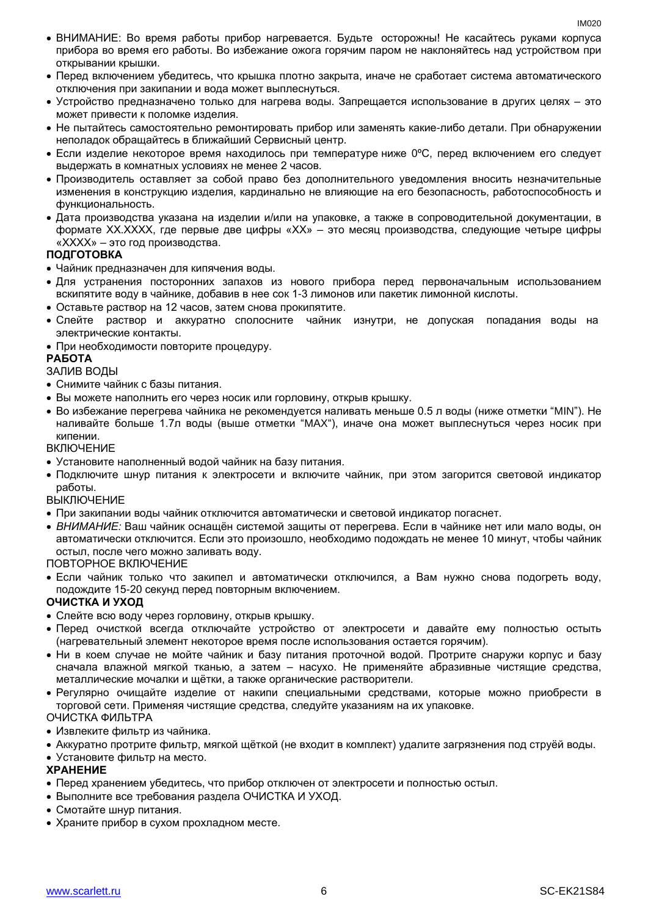- ВНИМАНИЕ: Во время работы прибор нагревается. Будьте осторожны! Не касайтесь руками корпуса прибора во время его работы. Во избежание ожога горячим паром не наклоняйтесь над устройством при открывании крышки.
- Перед включением убедитесь, что крышка плотно закрыта, иначе не сработает система автоматического отключения при закипании и вода может выплеснуться.
- Устройство предназначено только для нагрева воды. Запрещается использование в других целях – это может привести к поломке изделия.
- Не пытайтесь самостоятельно ремонтировать прибор или заменять какие-либо детали. При обнаружении неполадок обращайтесь в ближайший Сервисный центр.
- Если изделие некоторое время находилось при температуре ниже 0ºC, перед включением его следует выдержать в комнатных условиях не менее 2 часов.
- Производитель оставляет за собой право без дополнительного уведомления вносить незначительные изменения в конструкцию изделия, кардинально не влияющие на его безопасность, работоспособность и функциональность.
- Дата производства указана на изделии и/или на упаковке, а также в сопроводительной документации, в формате XX.XXXX, где первые две цифры «XX» – это месяц производства, следующие четыре цифры «XXXX» – это год производства.

**ПОДГОТОВКА**

- Чайник предназначен для кипячения воды.
- Для устранения посторонних запахов из нового прибора перед первоначальным использованием вскипятите воду в чайнике, добавив в нее сок 1-3 лимонов или пакетик лимонной кислоты.
- Оставьте раствор на 12 часов, затем снова прокипятите.
- Слейте раствор и аккуратно сполосните чайник изнутри, не допуская попадания воды на электрические контакты.
- При необходимости повторите процедуру.

**РАБОТА**

ЗАЛИВ ВОДЫ

- Снимите чайник с базы питания.
- Вы можете наполнить его через носик или горловину, открыв крышку.
- Во избежание перегрева чайника не рекомендуется наливать меньше 0.5 л воды (ниже отметки "MIN"). Не наливайте больше 1.7л воды (выше отметки "MAX"), иначе она может выплеснуться через носик при кипении.

ВКЛЮЧЕНИЕ

- Установите наполненный водой чайник на базу питания.
- Подключите шнур питания к электросети и включите чайник, при этом загорится световой индикатор работы.

ВЫКЛЮЧЕНИЕ

- При закипании воды чайник отключится автоматически и световой индикатор погаснет.
- *ВНИМАНИЕ:* Ваш чайник оснащён системой защиты от перегрева. Если в чайнике нет или мало воды, он автоматически отключится. Если это произошло, необходимо подождать не менее 10 минут, чтобы чайник остыл, после чего можно заливать воду.

ПОВТОРНОЕ ВКЛЮЧЕНИЕ

- Если чайник только что закипел и автоматически отключился, а Вам нужно снова подогреть воду, подождите 15-20 секунд перед повторным включением.

**ОЧИСТКА И УХОД**

- Слейте всю воду через горловину, открыв крышку.
- Перед очисткой всегда отключайте устройство от электросети и давайте ему полностью остыть (нагревательный элемент некоторое время после использования остается горячим).
- Ни в коем случае не мойте чайник и базу питания проточной водой. Протрите снаружи корпус и базу сначала влажной мягкой тканью, а затем – насухо. Не применяйте абразивные чистящие средства, металлические мочалки и щётки, а также органические растворители.
- Регулярно очищайте изделие от накипи специальными средствами, которые можно приобрести в торговой сети. Применяя чистящие средства, следуйте указаниям на их упаковке.

ОЧИСТКА ФИЛЬТРА

- Извлеките фильтр из чайника.
- Аккуратно протрите фильтр, мягкой щёткой (не входит в комплект) удалите загрязнения под струёй воды.
- Установите фильтр на место.

**ХРАНЕНИЕ**

- Перед хранением убедитесь, что прибор отключен от электросети и полностью остыл.
- Выполните все требования раздела ОЧИСТКА И УХОД.
- Смотайте шнур питания.
- Храните прибор в сухом прохладном месте.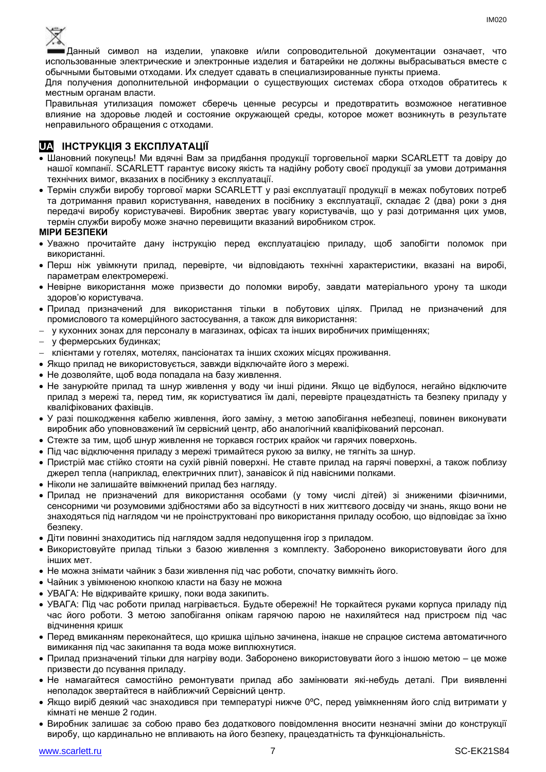Данный символ на изделии, упаковке и/или сопроводительной документации означает, что использованные электрические и электронные изделия и батарейки не должны выбрасываться вместе с обычными бытовыми отходами. Их следует сдавать в специализированные пункты приема.

Для получения дополнительной информации о существующих системах сбора отходов обратитесь к местным органам власти.

Правильная утилизация поможет сберечь ценные ресурсы и предотвратить возможное негативное влияние на здоровье людей и состояние окружающей среды, которое может возникнуть в результате неправильного обращения с отходами.

## UA ІНСТРУКЦІЯ З ЕКСПЛУАТАЦІЇ

- Шановний покупець! Ми вдячні Вам за придбання продукції торговельної марки SCARLETT та довіру до нашої компанії. SCARLETT гарантує високу якість та надійну роботу своєї продукції за умови дотримання технічних вимог, вказаних в посібнику з експлуатації.
- Термін служби виробу торгової марки SCARLETT у разі експлуатації продукції в межах побутових потреб та дотримання правил користування, наведених в посібнику з експлуатації, складає 2 (два) роки з дня передачі виробу користувачеві. Виробник звертає увагу користувачів, що у разі дотримання цих умов, термін служби виробу може значно перевищити вказаний виробником строк.

**МІРИ БЕЗПЕКИ**

- Уважно прочитайте дану інструкцію перед експлуатацією приладу, щоб запобігти поломок при використанні.
- Перш ніж увімкнути прилад, перевірте, чи відповідають технічні характеристики, вказані на виробі, параметрам електромережі.
- Невірне використання може призвести до поломки виробу, завдати матеріального урону та шкоди здоров'ю користувача.
- Прилад призначений для використання тільки в побутових цілях. Прилад не призначений для промислового та комерційного застосування, а також для використання:
  - у кухонних зонах для персоналу в магазинах, офісах та інших виробничих приміщеннях;
  - у фермерських будинках;
  - клієнтами у готелях, мотелях, пансіонатах та інших схожих місцях проживання.
- Якщо прилад не використовується, завжди відключайте його з мережі.
- Не дозволяйте, щоб вода попадала на базу живлення.
- Не занурюйте прилад та шнур живлення у воду чи інші рідини. Якщо це відбулося, негайно відключите прилад з мережі та, перед тим, як користуватися їм далі, перевірте працездатність та безпеку приладу у кваліфікованих фахівців.
- У разі пошкодження кабелю живлення, його заміну, з метою запобігання небезпеці, повинен виконувати виробник або уповноважений їм сервісний центр, або аналогічний кваліфікований персонал.
- Стежте за тим, щоб шнур живлення не торкався гострих крайок чи гарячих поверхонь.
- Під час відключення приладу з мережі тримайтеся рукою за вилку, не тягніть за шнур.
- Пристрій має стійко стояти на сухій рівній поверхні. Не ставте прилад на гарячі поверхні, а також поблизу джерел тепла (наприклад, електричних плит), занавісок й під навісними полками.
- Ніколи не залишайте ввімкнений прилад без нагляду.
- Прилад не призначений для використання особами (у тому числі дітей) зі зниженими фізичними, сенсорними чи розумовими здібностями або за відсутності в них життєвого досвіду чи знань, якщо вони не знаходяться під наглядом чи не проінструктовані про використання приладу особою, що відповідає за їхню безпеку.
- Діти повинні знаходитись під наглядом задля недопущення ігор з приладом.
- Використовуйте прилад тільки з базою живлення з комплекту. Заборонено використовувати його для інших мет.
- Не можна знімати чайник з бази живлення під час роботи, спочатку вимкніть його.
- Чайник з увімкненою кнопкою класти на базу не можна
- УВАГА: Не відкривайте кришку, поки вода закипить.
- УВАГА: Під час роботи прилад нагрівається. Будьте обережні! Не торкайтеся руками корпуса приладу під час його роботи. З метою запобігання опікам гарячою парою не нахиляйтеся над пристроєм під час відчинення кришк
- Перед вмиканням переконайтеся, що кришка щільно зачинена, інакше не спрацюе система автоматичного вимикання під час закипання та вода може виплюхнутися.
- Прилад призначений тільки для нагріву води. Заборонено використовувати його з іншою метою – це може призвести до псування приладу.
- Не намагайтеся самостійно ремонтувати прилад або замінювати які-небудь деталі. При виявленні неполадок звертайтеся в найближчий Сервісний центр.
- Якщо виріб деякий час знаходився при температурі нижче 0ºC, перед увімкненням його слід витримати у кімнаті не менше 2 годин.
- Виробник залишає за собою право без додаткового повідомлення вносити незначні зміни до конструкції виробу, що кардинально не впливають на його безпеку, працездатність та функціональність.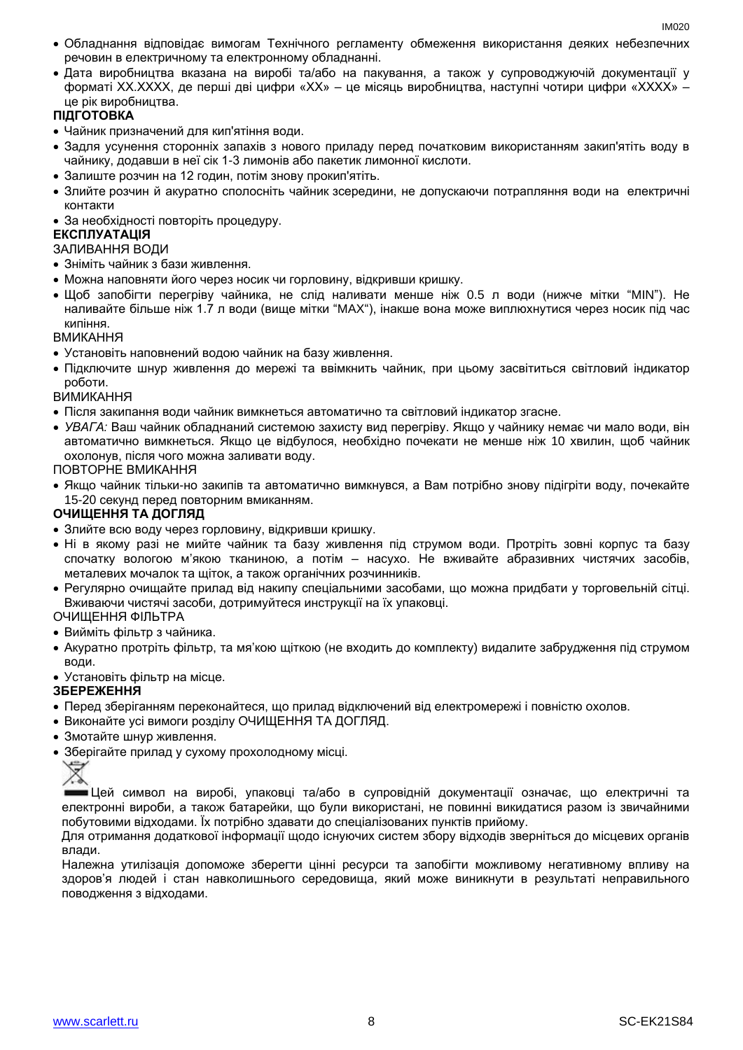- Обладнання відповідає вимогам Технічного регламенту обмеження використання деяких небезпечних речовин в електричному та електронному обладнанні.
- Дата виробництва вказана на виробі та/або на пакування, а також у супроводжуючій документації у форматі XX.XXXX, де перші дві цифри «XX» – це місяць виробництва, наступні чотири цифри «XXXX» – це рік виробництва.

**ПІДГОТОВКА**

- Чайник призначений для кип'ятіння води.
- Задля усунення сторонніх запахів з нового приладу перед початковим використанням закип'ятіть воду в чайнику, додавши в неї сік 1-3 лимонів або пакетик лимонної кислоти.
- Залиште розчин на 12 годин, потім знову прокип'ятіть.
- Злийте розчин й акуратно сполосніть чайник зсередини, не допускаючи потрапляння води на електричні контакти
- За необхідності повторіть процедуру.

**ЕКСПЛУАТАЦІЯ**

ЗАЛИВАННЯ ВОДИ

- Зніміть чайник з бази живлення.
- Можна наповняти його через носик чи горловину, відкривши кришку.
- Щоб запобігти перегріву чайника, не слід наливати менше ніж 0.5 л води (нижче мітки "MIN"). Не наливайте більше ніж 1.7 л води (вище мітки "MAX"), інакше вона може виплюхнутися через носик під час кипіння.

ВМИКАННЯ

- Установіть наповнений водою чайник на базу живлення.
- Підключите шнур живлення до мережі та ввімкнить чайник, при цьому засвітиться світловий індикатор роботи.

ВИМИКАННЯ

- Після закипання води чайник вимкнеться автоматично та світловий індикатор згасне.
- *УВАГА:* Ваш чайник обладнаний системою захисту вид перегріву. Якщо у чайнику немає чи мало води, він автоматично вимкнеться. Якщо це відбулося, необхідно почекати не менше ніж 10 хвилин, щоб чайник охолонув, після чого можна заливати воду.

ПОВТОРНЕ ВМИКАННЯ

- Якщо чайник тільки-но закипів та автоматично вимкнувся, а Вам потрібно знову підігріти воду, почекайте 15-20 секунд перед повторним вмиканням.

**ОЧИЩЕННЯ ТА ДОГЛЯД**

- Злийте всю воду через горловину, відкривши кришку.
- Ні в якому разі не мийте чайник та базу живлення під струмом води. Протріть зовні корпус та базу спочатку вологою м'якою тканиною, а потім – насухо. Не вживайте абразивних чистячих засобів, металевих мочалок та щіток, а також органічних розчинників.
- Регулярно очищайте прилад від накипу спеціальними засобами, що можна придбати у торговельній сітці. Вживаючи чистячі засоби, дотримуйтеся инструкції на їх упаковці.

ОЧИЩЕННЯ ФІЛЬТРА

- Вийміть фільтр з чайника.
- Акуратно протріть фільтр, та мя'кою щіткою (не входить до комплекту) видалите забрудження під струмом води.
- Установіть фільтр на місце.

**ЗБЕРЕЖЕННЯ**

- Перед зберіганням переконайтеся, що прилад відключений від електромережі і повністю охолов.
- Виконайте усі вимоги розділу ОЧИЩЕННЯ ТА ДОГЛЯД.
- Змотайте шнур живлення.
- Зберігайте прилад у сухому прохолодному місці.

Цей символ на виробі, упаковці та/або в супровідній документації означає, що електричні та електронні вироби, а також батарейки, що були використані, не повинні викидатися разом із звичайними побутовими відходами. Їх потрібно здавати до спеціалізованих пунктів прийому.

Для отримання додаткової інформації щодо існуючих систем збору відходів зверніться до місцевих органів влади.

Належна утилізація допоможе зберегти цінні ресурси та запобігти можливому негативному впливу на здоров'я людей і стан навколишнього середовища, який може виникнути в результаті неправильного поводження з відходами.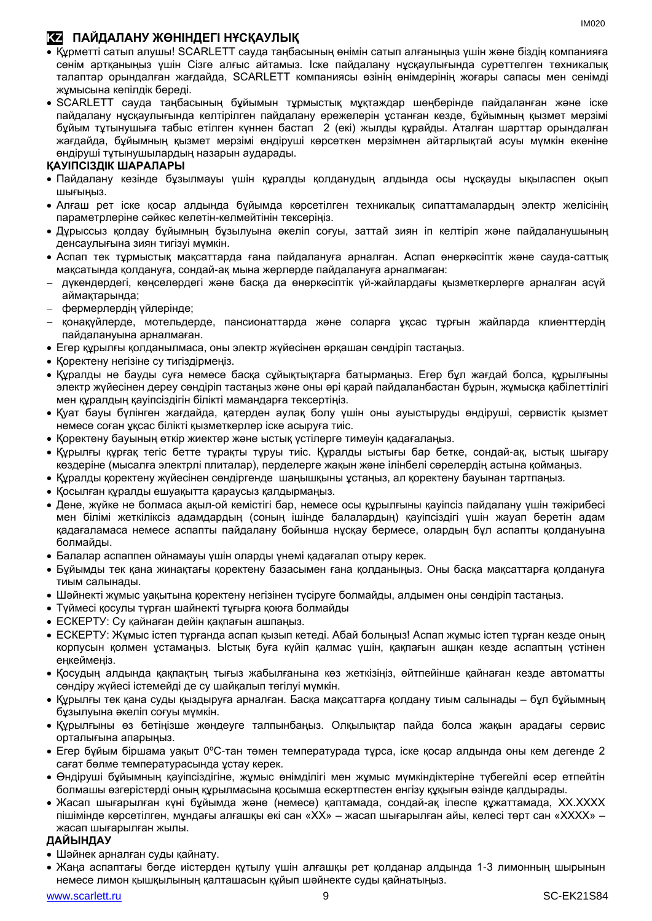## KZ ПАЙДАЛАНУ ЖӨНІНДЕГІ НҰСҚАУЛЫҚ

- Құрметті сатып алушы! SCARLETT сауда таңбасының өнімін сатып алғаныңыз үшін және біздің компанияға сенім артқаныңыз үшін Сізге алғыс айтамыз. Іске пайдалану нұсқаулығында суреттелген техникалық талаптар орындалған жағдайда, SCARLETT компаниясы өзінің өнімдерінің жоғары сапасы мен сенімді жұмысына кепілдік береді.
- SCARLETT сауда таңбасының бұйымын тұрмыстық мұқтаждар шеңберінде пайдаланған және іске пайдалану нұсқаулығында келтірілген пайдалану ережелерін ұстанған кезде, бұйымның қызмет мерзімі бұйым тұтынушыға табыс етілген күннен бастап 2 (екі) жылды құрайды. Аталған шарттар орындалған жағдайда, бұйымның қызмет мерзімі өндіруші көрсеткен мерзімнен айтарлықтай асуы мүмкін екеніне өндіруші тұтынушылардың назарын аударады.

**ҚАУІПСІЗДІК ШАРАЛАРЫ**

- Пайдалану кезінде бұзылмауы үшін құралды қолданудың алдында осы нұсқауды ықыласпен оқып шығыңыз.
- Алғаш рет іске қосар алдында бұйымда көрсетілген техникалық сипаттамалардың электр желісінің параметрлеріне сәйкес келетін-келмейтінін тексеріңіз.
- Дұрыссыз қолдау бұйымның бұзылуына әкеліп соғуы, заттай зиян іп келтіріп және пайдаланушының денсаулығына зиян тигізуі мүмкін.
- Аспап тек тұрмыстық мақсаттарда ғана пайдалануға арналған. Аспап өнеркәсіптік және сауда-саттық мақсатында қолдануға, сондай-ақ мына жерлерде пайдалануға арналмаған:
  - дүкендердегі, кеңселердегі және басқа да өнеркәсіптік үй-жайлардағы қызметкерлерге арналған асүй аймақтарында;
  - фермерлердің үйлерінде;
  - қонақүйлерде, мотельдерде, пансионаттарда және соларға ұқсас тұрғын жайларда клиенттердің пайдалануына арналмаған.
- Егер құрылғы қолданылмаса, оны электр жүйесінен әрқашан сөндіріп тастаңыз.
- Қоректену негізіне су тигіздірмеңіз.
- Құралды не бауды суға немесе басқа сұйықтықтарға батырмаңыз. Егер бұл жағдай болса, құрылғыны электр жүйесінен дереу сөндіріп тастаңыз және оны әрі қарай пайдаланбастан бұрын, жұмысқа қабілеттілігі мен құралдың қауіпсіздігін білікті мамандарға тексертіңіз.
- Қуат бауы бүлінген жағдайда, қатерден аулақ болу үшін оны ауыстыруды өндіруші, сервистік қызмет немесе соған ұқсас білікті қызметкерлер іске асыруға тиіс.
- Қоректену бауының өткір жиектер және ыстық үстілерге тимеуін қадағалаңыз.
- Құрылғы құрғақ тегіс бетте тұрақты тұруы тиіс. Құралды ыстығы бар бетке, сондай-ақ, ыстық шығару көздеріне (мысалға электрлі плиталар), перделерге жақын және ілінбелі сөрелердің астына қоймаңыз.
- Құралды қоректену жүйесінен сөндіргенде шаңышқыны ұстаңыз, ал қоректену бауынан тартпаңыз.
- Қосылған құралды ешуақытта қараусыз қалдырмаңыз.
- Дене, жүйке не болмаса ақыл-ой кемістігі бар, немесе осы құрылғыны қауіпсіз пайдалану үшін тәжірибесі мен білімі жеткіліксіз адамдардың (соның ішінде балалардың) қауіпсіздігі үшін жауап беретін адам қадағаламаса немесе аспапты пайдалану бойынша нұсқау бермесе, олардың бұл аспапты қолдануына болмайды.
- Балалар аспаппен ойнамауы үшін оларды үнемі қадағалап отыру керек.
- Бұйымды тек қана жинақтағы қоректену базасымен ғана қолданыңыз. Оны басқа мақсаттарға қолдануға тиым салынады.
- Шәйнекті жұмыс уақытына қоректену негізінен түсіруге болмайды, алдымен оны сөндіріп тастаңыз.
- Түймесі қосулы тұрған шайнекті тұғырға қоюға болмайды
- ЕСКЕРТУ: Су қайнаған дейін қақпағын ашпаңыз.
- ЕСКЕРТУ: Жұмыс істеп тұрғанда аспап қызып кетеді. Абай болыңыз! Аспап жұмыс істеп тұрған кезде оның корпусын қолмен ұстамаңыз. Ыстық буға күйіп қалмас үшін, қақпағын ашқан кезде аспаптың үстінен еңкеймеңіз.
- Қосудың алдында қақпақтың тығыз жабылғанына көз жеткізіңіз, әйтпейінше қайнаған кезде автоматты сөндіру жүйесі істемейді де су шайқалып төгілуі мүмкін.
- Құрылғы тек қана суды қыздыруға арналған. Басқа мақсаттарға қолдану тиым салынады – бұл бұйымның бұзылуына әкеліп соғуы мүмкін.
- Құрылғыны өз бетіңізше жөндеуге талпынбаңыз. Олқылықтар пайда болса жақын арадағы сервис орталығына апарыңыз.
- Егер бұйым біршама уақыт 0ºС-тан төмен температурада тұрса, іске қосар алдында оны кем дегенде 2 сағат бөлме температурасында ұстау керек.
- Өндіруші бұйымның қауіпсіздігіне, жұмыс өнімділігі мен жұмыс мүмкіндіктеріне түбегейлі әсер етпейтін болмашы өзгерістерді оның құрылмасына қосымша ескертпестен енгізу құқығын өзінде қалдырады.
- Жасап шығарылған күні бұйымда және (немесе) қаптамада, сондай-ақ ілеспе құжаттамада, XX.XXXX пішімінде көрсетілген, мұндағы алғашқы екі сан «XX» – жасап шығарылған айы, келесі төрт сан «XXXX» – жасап шығарылған жылы.

**ДАЙЫНДАУ**

- Шәйнек арналған суды қайнату.
- Жаңа аспаптағы бөгде иістерден құтылу үшін алғашқы рет қолданар алдында 1-3 лимонның шырынын немесе лимон қышқылының қалташасын құйып шәйнекте суды қайнатыңыз.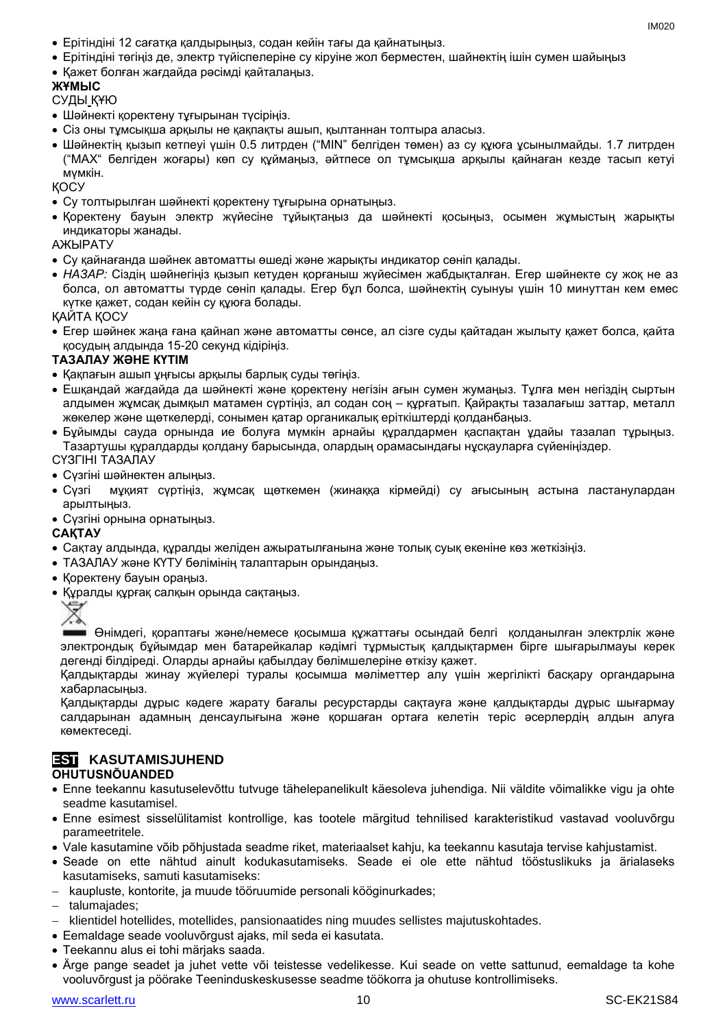- Ерітіндіні 12 сағатқа қалдырыңыз, содан кейін тағы да қайнатыңыз.
- Ерітіндіні төгіңіз де, электр түйіспелеріне су кіруіне жол берместен, шайнектің ішін сумен шайыңыз
- Қажет болған жағдайда рәсімді қайталаңыз.

**ЖҰМЫС**

СУДЫ ҚҰЮ

- Шәйнекті қоректену тұғырынан түсіріңіз.
- Сіз оны тұмсықша арқылы не қақпақты ашып, қылтаннан толтыра аласыз.
- Шәйнектің қызып кетпеуі үшін 0.5 литрден ("MIN" белгіден төмен) аз су құюға ұсынылмайды. 1.7 литрден ("MAX" белгіден жоғары) көп су құймаңыз, әйтпесе ол тұмсықша арқылы қайнаған кезде тасып кетуі мүмкін.

ҚОСУ

- Су толтырылған шәйнекті қоректену тұғырына орнатыңыз.
- Қоректену бауын электр жүйесіне тұйықтаңыз да шәйнекті қосыңыз, осымен жұмыстың жарықты индикаторы жанады.

АЖЫРАТУ

- Су қайнағанда шәйнек автоматты өшеді және жарықты индикатор сөніп қалады.
- *НАЗАР:* Сіздің шәйнегіңіз қызып кетуден қорғаныш жүйесімен жабдықталған. Егер шәйнекте су жоқ не аз болса, ол автоматты түрде сөніп қалады. Егер бұл болса, шәйнектің суынуы үшін 10 минуттан кем емес күтке қажет, содан кейін су құюға болады.

ҚАЙТА ҚОСУ

- Егер шәйнек жаңа ғана қайнап және автоматты сөнсе, ал сізге суды қайтадан жылыту қажет болса, қайта қосудың алдында 15-20 секунд кідіріңіз.

**ТАЗАЛАУ ЖӘНЕ КҮТІМ**

- Қақпағын ашып ұңғысы арқылы барлық суды төгіңіз.
- Ешқандай жағдайда да шәйнекті және қоректену негізін ағын сумен жумаңыз. Тұлға мен негіздің сыртын алдымен жұмсақ дымқыл матамен сүртіңіз, ал содан соң – құрғатып. Қайрақты тазалағыш заттар, металл жөкелер және щеткелерді, сонымен қатар органикалық еріткіштерді қолданбаңыз.
- Бұйымды сауда орнында ие болуға мүмкін арнайы құралдармен қаспақтан ұдайы тазалап тұрыңыз. Тазартушы құралдарды қолдану барысында, олардың орамасындағы нұсқауларға сүйеніңіздер.

СҮЗГІНІ ТАЗАЛАУ

- Сүзгіні шәйнектен алыңыз.
- Сүзгі мұқият сүртіңіз, жұмсақ щеткемен (жинаққа кірмейді) су ағысының астына ластанулардан арылтыңыз.
- Сүзгіні орнына орнатыңыз.

**САҚТАУ**

- Сақтау алдында, құралды желіден ажыратылғанына және толық суық екеніне көз жеткізіңіз.
- ТАЗАЛАУ және КҮТУ бөлімінің талаптарын орындаңыз.
- Қоректену бауын ораңыз.
- Құралды құрғақ салқын орында сақтаңыз.

Өнімдегі, қораптағы және/немесе қосымша құжаттағы осындай белгі қолданылған электрлік және электрондық бұйымдар мен батарейкалар кәдімгі тұрмыстық қалдықтармен бірге шығарылмауы керек дегенді білдіреді. Оларды арнайы қабылдау бөлімшелеріне өткізу қажет.

Қалдықтарды жинау жүйелері туралы қосымша мәліметтер алу үшін жергілікті басқару органдарына хабарласыңыз.

Қалдықтарды дұрыс кәдеге жарату бағалы ресурстарды сақтауға және қалдықтарды дұрыс шығармау салдарынан адамның денсаулығына және қоршаған ортаға келетін теріс әсерлердің алдын алуға көмектеседі.

## EST KASUTAMISJUHEND

**OHUTUSNÕUANDED**

- Enne teekannu kasutuselevõttu tutvuge tähelepanelikult käesoleva juhendiga. Nii väldite võimalikke vigu ja ohte seadme kasutamisel.
- Enne esimest sisselülitamist kontrollige, kas tootele märgitud tehnilised karakteristikud vastavad vooluvõrgu parameetritele.
- Vale kasutamine võib põhjustada seadme riket, materiaalset kahju, ka teekannu kasutaja tervise kahjustamist.
- Seade on ette nähtud ainult kodukasutamiseks. Seade ei ole ette nähtud tööstuslikuks ja ärialaseks kasutamiseks, samuti kasutamiseks:
  - kaupluste, kontorite, ja muude tööruumide personali kööginurkades;
  - talumajades;
  - klientidel hotellides, motellides, pansionaatides ning muudes sellistes majutuskohtades.
- Eemaldage seade vooluvõrgust ajaks, mil seda ei kasutata.
- Teekannu alus ei tohi märjaks saada.
- Ärge pange seadet ja juhet vette või teistesse vedelikesse. Kui seade on vette sattunud, eemaldage ta kohe vooluvõrgust ja pöörake Teeninduskeskusesse seadme töökorra ja ohutuse kontrollimiseks.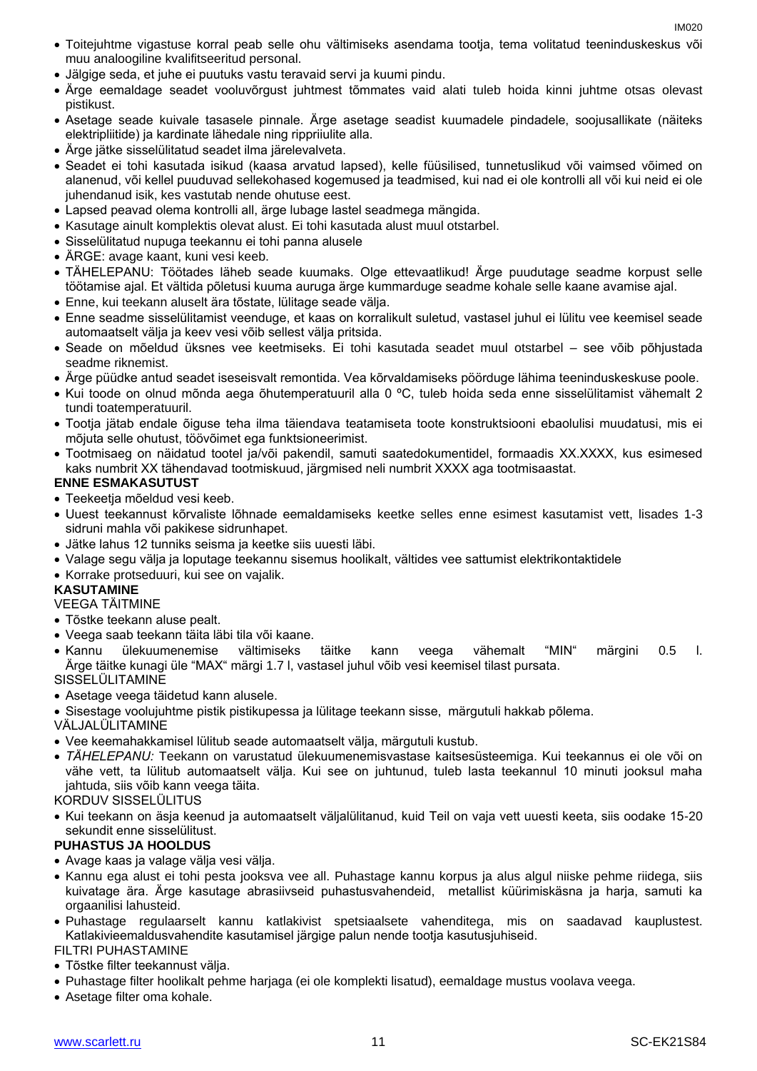- Toitejuhtme vigastuse korral peab selle ohu vältimiseks asendama tootja, tema volitatud teeninduskeskus või muu analoogiline kvalifitseeritud personal.
- Jälgige seda, et juhe ei puutuks vastu teravaid servi ja kuumi pindu.
- Ärge eemaldage seadet vooluvõrgust juhtmest tõmmates vaid alati tuleb hoida kinni juhtme otsas olevast pistikust.
- Asetage seade kuivale tasasele pinnale. Ärge asetage seadist kuumadele pindadele, soojusallikate (näiteks elektripliitide) ja kardinate lähedale ning rippriiulite alla.
- Ärge jätke sisselülitatud seadet ilma järelevalveta.
- Seadet ei tohi kasutada isikud (kaasa arvatud lapsed), kelle füüsilised, tunnetuslikud või vaimsed võimed on alanenud, või kellel puuduvad sellekohased kogemused ja teadmised, kui nad ei ole kontrolli all või kui neid ei ole juhendanud isik, kes vastutab nende ohutuse eest.
- Lapsed peavad olema kontrolli all, ärge lubage lastel seadmega mängida.
- Kasutage ainult komplektis olevat alust. Ei tohi kasutada alust muul otstarbel.
- Sisselülitatud nupuga teekannu ei tohi panna alusele
- ÄRGE: avage kaant, kuni vesi keeb.
- TÄHELEPANU: Töötades läheb seade kuumaks. Olge ettevaatlikud! Ärge puudutage seadme korpust selle töötamise ajal. Et vältida põletusi kuuma auruga ärge kummarduge seadme kohale selle kaane avamise ajal.
- Enne, kui teekann aluselt ära tõstate, lülitage seade välja.
- Enne seadme sisselülitamist veenduge, et kaas on korralikult suletud, vastasel juhul ei lülitu vee keemisel seade automaatselt välja ja keev vesi võib sellest välja pritsida.
- Seade on mõeldud üksnes vee keetmiseks. Ei tohi kasutada seadet muul otstarbel – see võib põhjustada seadme riknemist.
- Ärge püüdke antud seadet iseseisvalt remontida. Vea kõrvaldamiseks pöörduge lähima teeninduskeskuse poole.
- Kui toode on olnud mõnda aega õhutemperatuuril alla 0 ºC, tuleb hoida seda enne sisselülitamist vähemalt 2 tundi toatemperatuuril.
- Tootja jätab endale õiguse teha ilma täiendava teatamiseta toote konstruktsiooni ebaolulisi muudatusi, mis ei mõjuta selle ohutust, töövõimet ega funktsioneerimist.
- Tootmisaeg on näidatud tootel ja/või pakendil, samuti saatedokumentidel, formaadis XX.XXXX, kus esimesed kaks numbrit XX tähendavad tootmiskuud, järgmised neli numbrit XXXX aga tootmisaastat.

**ENNE ESMAKASUTUST**

- Teekeetja mõeldud vesi keeb.
- Uuest teekannust kõrvaliste lõhnade eemaldamiseks keetke selles enne esimest kasutamist vett, lisades 1-3 sidruni mahla või pakikese sidrunhapet.
- Jätke lahus 12 tunniks seisma ja keetke siis uuesti läbi.
- Valage segu välja ja loputage teekannu sisemus hoolikalt, vältides vee sattumist elektrikontaktidele
- Korrake protseduuri, kui see on vajalik.

**KASUTAMINE**

VEEGA TÄITMINE

- Tõstke teekann aluse pealt.
- Veega saab teekann täita läbi tila või kaane.
- Kannu ülekuumenemise vältimiseks täitke kann veega vähemalt "MIN" märgini 0.5 l. Ärge täitke kunagi üle "MAX" märgi 1.7 l, vastasel juhul võib vesi keemisel tilast pursata.

SISSELÜLITAMINE

- Asetage veega täidetud kann alusele.
- Sisestage voolujuhtme pistik pistikupessa ja lülitage teekann sisse, märgutuli hakkab põlema.

VÄLJALÜLITAMINE

- Vee keemahakkamisel lülitub seade automaatselt välja, märgutuli kustub.
- *TÄHELEPANU:* Teekann on varustatud ülekuumenemisvastase kaitsesüsteemiga. Kui teekannus ei ole või on vähe vett, ta lülitub automaatselt välja. Kui see on juhtunud, tuleb lasta teekannul 10 minuti jooksul maha jahtuda, siis võib kann veega täita.

KORDUV SISSELÜLITUS

- Kui teekann on äsja keenud ja automaatselt väljalülitanud, kuid Teil on vaja vett uuesti keeta, siis oodake 15-20 sekundit enne sisselülitust.

**PUHASTUS JA HOOLDUS**

- Avage kaas ja valage välja vesi välja.
- Kannu ega alust ei tohi pesta jooksva vee all. Puhastage kannu korpus ja alus algul niiske pehme riidega, siis kuivatage ära. Ärge kasutage abrasiivseid puhastusvahendeid, metallist küürimiskäsna ja harja, samuti ka orgaanilisi lahusteid.
- Puhastage regulaarselt kannu katlakivist spetsiaalsete vahenditega, mis on saadavad kauplustest. Katlakivieemaldusvahendite kasutamisel järgige palun nende tootja kasutusjuhiseid.

FILTRI PUHASTAMINE

- Tõstke filter teekannust välja.
- Puhastage filter hoolikalt pehme harjaga (ei ole komplekti lisatud), eemaldage mustus voolava veega.
- Asetage filter oma kohale.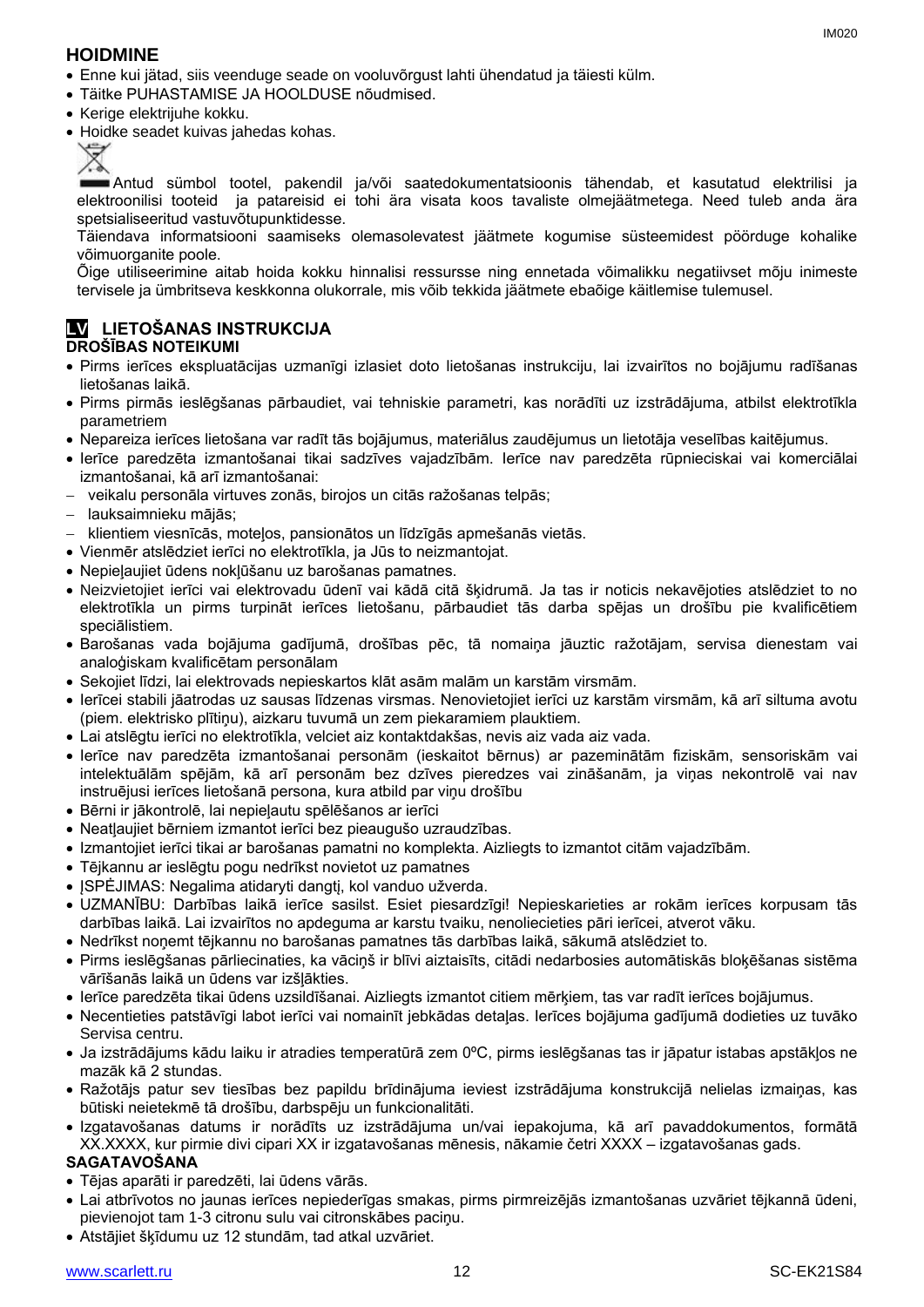## HOIDMINE

- Enne kui jätad, siis veenduge seade on vooluvõrgust lahti ühendatud ja täiesti külm.
- Täitke PUHASTAMISE JA HOOLDUSE nõudmised.
- Kerige elektrijuhe kokku.
- Hoidke seadet kuivas jahedas kohas.

Antud sümbol tootel, pakendil ja/või saatedokumentatsioonis tähendab, et kasutatud elektrilisi ja elektroonilisi tooteid ja patareisid ei tohi ära visata koos tavaliste olmejäätmetega. Need tuleb anda ära spetsialiseeritud vastuvõtupunktidesse.

Täiendava informatsiooni saamiseks olemasolevatest jäätmete kogumise süsteemidest pöörduge kohalike võimuorganite poole.

Õige utiliseerimine aitab hoida kokku hinnalisi ressursse ning ennetada võimalikku negatiivset mõju inimeste tervisele ja ümbritseva keskkonna olukorrale, mis võib tekkida jäätmete ebaõige käitlemise tulemusel.

## LV LIETOŠANAS INSTRUKCIJA

### DROŠĪBAS NOTEIKUMI

- Pirms ierīces ekspluatācijas uzmanīgi izlasiet doto lietošanas instrukciju, lai izvairītos no bojājumu radīšanas lietošanas laikā.
- Pirms pirmās ieslēgšanas pārbaudiet, vai tehniskie parametri, kas norādīti uz izstrādājuma, atbilst elektrotīkla parametriem
- Nepareiza ierīces lietošana var radīt tās bojājumus, materiālus zaudējumus un lietotāja veselības kaitējumus.
- Ierīce paredzēta izmantošanai tikai sadzīves vajadzībām. Ierīce nav paredzēta rūpnieciskai vai komerciālai izmantošanai, kā arī izmantošanai:
  - veikalu personāla virtuves zonās, birojos un citās ražošanas telpās;
  - lauksaimnieku mājās;
  - klientiem viesnīcās, moteļos, pansionātos un līdzīgās apmešanās vietās.
- Vienmēr atslēdziet ierīci no elektrotīkla, ja Jūs to neizmantojat.
- Nepieļaujiet ūdens nokļūšanu uz barošanas pamatnes.
- Neizvietojiet ierīci vai elektrovadu ūdenī vai kādā citā šķidrumā. Ja tas ir noticis nekavējoties atslēdziet to no elektrotīkla un pirms turpināt ierīces lietošanu, pārbaudiet tās darba spējas un drošību pie kvalificētiem speciālistiem.
- Barošanas vada bojājuma gadījumā, drošības pēc, tā nomaiņa jāuztic ražotājam, servisa dienestam vai analoģiskam kvalificētam personālam
- Sekojiet līdzi, lai elektrovads nepieskartos klāt asām malām un karstām virsmām.
- Ierīcei stabili jāatrodas uz sausas līdzenas virsmas. Nenovietojiet ierīci uz karstām virsmām, kā arī siltuma avotu (piem. elektrisko plītiņu), aizkaru tuvumā un zem piekaramiem plauktiem.
- Lai atslēgtu ierīci no elektrotīkla, velciet aiz kontaktdakšas, nevis aiz vada aiz vada.
- Ierīce nav paredzēta izmantošanai personām (ieskaitot bērnus) ar pazeminātām fiziskām, sensoriskām vai intelektuālām spējām, kā arī personām bez dzīves pieredzes vai zināšanām, ja viņas nekontrolē vai nav instruējusi ierīces lietošanā persona, kura atbild par viņu drošību
- Bērni ir jākontrolē, lai nepieļautu spēlēšanos ar ierīci
- Neatļaujiet bērniem izmantot ierīci bez pieaugušo uzraudzības.
- Izmantojiet ierīci tikai ar barošanas pamatni no komplekta. Aizliegts to izmantot citām vajadzībām.
- Tējkannu ar ieslēgtu pogu nedrīkst novietot uz pamatnes
- ĮSPĖJIMAS: Negalima atidaryti dangtį, kol vanduo užverda.
- UZMANĪBU: Darbības laikā ierīce sasilst. Esiet piesardzīgi! Nepieskarieties ar rokām ierīces korpusam tās darbības laikā. Lai izvairītos no apdeguma ar karstu tvaiku, nenoliecieties pāri ierīcei, atverot vāku.
- Nedrīkst noņemt tējkannu no barošanas pamatnes tās darbības laikā, sākumā atslēdziet to.
- Pirms ieslēgšanas pārliecinaties, ka vāciņš ir blīvi aiztaisīts, citādi nedarbosies automātiskās bloķēšanas sistēma vārīšanās laikā un ūdens var izšļākties.
- Ierīce paredzēta tikai ūdens uzsildīšanai. Aizliegts izmantot citiem mērķiem, tas var radīt ierīces bojājumus.
- Necentieties patstāvīgi labot ierīci vai nomainīt jebkādas detaļas. Ierīces bojājuma gadījumā dodieties uz tuvāko Servisa centru.
- Ja izstrādājums kādu laiku ir atradies temperatūrā zem 0ºC, pirms ieslēgšanas tas ir jāpatur istabas apstākļos ne mazāk kā 2 stundas.
- Ražotājs patur sev tiesības bez papildu brīdinājuma ieviest izstrādājuma konstrukcijā nelielas izmaiņas, kas būtiski neietekmē tā drošību, darbspēju un funkcionalitāti.
- Izgatavošanas datums ir norādīts uz izstrādājuma un/vai iepakojuma, kā arī pavaddokumentos, formātā XX.XXXX, kur pirmie divi cipari XX ir izgatavošanas mēnesis, nākamie četri XXXX – izgatavošanas gads.

### SAGATAVOŠANA

- Tējas aparāti ir paredzēti, lai ūdens vārās.
- Lai atbrīvotos no jaunas ierīces nepiederīgas smakas, pirms pirmreizējās izmantošanas uzvāriet tējkannā ūdeni, pievienojot tam 1-3 citronu sulu vai citronskābes paciņu.
- Atstājiet šķīdumu uz 12 stundām, tad atkal uzvāriet.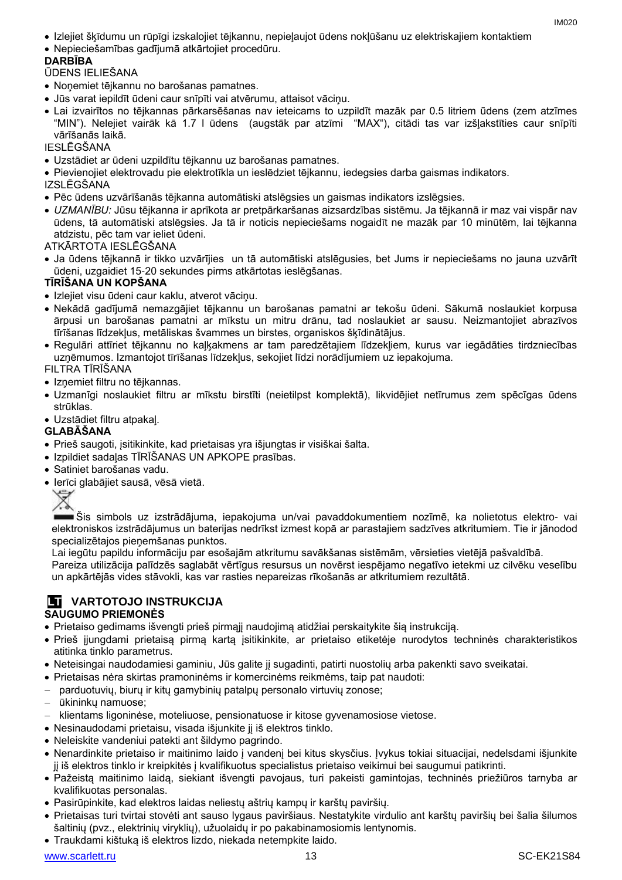- Izlejiet šķīdumu un rūpīgi izskalojiet tējkannu, nepieļaujot ūdens nokļūšanu uz elektriskajiem kontaktiem
- Nepieciešamības gadījumā atkārtojiet procedūru.

**DARBĪBA**

ŪDENS IELIEŠANA

- Noņemiet tējkannu no barošanas pamatnes.
- Jūs varat iepildīt ūdeni caur snīpīti vai atvērumu, attaisot vāciņu.
- Lai izvairītos no tējkannas pārkarsēšanas nav ieteicams to uzpildīt mazāk par 0.5 litriem ūdens (zem atzīmes "MIN"). Nelejiet vairāk kā 1.7 l ūdens (augstāk par atzīmi "MAX"), citādi tas var izšļakstīties caur snīpīti vārīšanās laikā.

IESLĒGŠANA

- Uzstādiet ar ūdeni uzpildītu tējkannu uz barošanas pamatnes.
- Pievienojiet elektrovadu pie elektrotīkla un ieslēdziet tējkannu, iedegsies darba gaismas indikators.

IZSLĒGŠANA

- Pēc ūdens uzvārīšanās tējkanna automātiski atslēgsies un gaismas indikators izslēgsies.
- *UZMANĪBU:* Jūsu tējkanna ir aprīkota ar pretpārkaršanas aizsardzības sistēmu. Ja tējkannā ir maz vai vispār nav ūdens, tā automātiski atslēgsies. Ja tā ir noticis nepieciešams nogaidīt ne mazāk par 10 minūtēm, lai tējkanna atdzistu, pēc tam var ieliet ūdeni.

ATKĀRTOTA IESLĒGŠANA

- Ja ūdens tējkannā ir tikko uzvārījies un tā automātiski atslēgusies, bet Jums ir nepieciešams no jauna uzvārīt ūdeni, uzgaidiet 15-20 sekundes pirms atkārtotas ieslēgšanas.

**TĪRĪŠANA UN KOPŠANA**

- Izlejiet visu ūdeni caur kaklu, atverot vāciņu.
- Nekādā gadījumā nemazgājiet tējkannu un barošanas pamatni ar tekošu ūdeni. Sākumā noslaukiet korpusa ārpusi un barošanas pamatni ar mīkstu un mitru drānu, tad noslaukiet ar sausu. Neizmantojiet abrazīvos tīrīšanas līdzekļus, metāliskas švammes un birstes, organiskos šķīdinātājus.
- Regulāri attīriet tējkannu no kaļķakmens ar tam paredzētajiem līdzekļiem, kurus var iegādāties tirdzniecības uzņēmumos. Izmantojot tīrīšanas līdzekļus, sekojiet līdzi norādījumiem uz iepakojuma.

FILTRA TĪRĪŠANA

- Izņemiet filtru no tējkannas.
- Uzmanīgi noslaukiet filtru ar mīkstu birstīti (neietilpst komplektā), likvidējiet netīrumus zem spēcīgas ūdens strūklas.
- Uzstādiet filtru atpakaļ.

**GLABĀŠANA**

- Prieš saugoti, įsitikinkite, kad prietaisas yra išjungtas ir visiškai šalta.
- Izpildiet sadaļas TĪRĪŠANAS UN APKOPE prasības.
- Satiniet barošanas vadu.
- Ierīci glabājiet sausā, vēsā vietā.

Šis simbols uz izstrādājuma, iepakojuma un/vai pavaddokumentiem nozīmē, ka nolietotus elektro- vai elektroniskos izstrādājumus un baterijas nedrīkst izmest kopā ar parastajiem sadzīves atkritumiem. Tie ir jānodod specializētajos pieņemšanas punktos.

Lai iegūtu papildu informāciju par esošajām atkritumu savākšanas sistēmām, vērsieties vietējā pašvaldībā.

Pareiza utilizācija palīdzēs saglabāt vērtīgus resursus un novērst iespējamo negatīvo ietekmi uz cilvēku veselību un apkārtējās vides stāvokli, kas var rasties nepareizas rīkošanās ar atkritumiem rezultātā.

## LT VARTOTOJO INSTRUKCIJA

**SAUGUMO PRIEMONĖS**

- Prietaiso gedimams išvengti prieš pirmąjį naudojimą atidžiai perskaitykite šią instrukciją.
- Prieš įjungdami prietaisą pirmą kartą įsitikinkite, ar prietaiso etiketėje nurodytos techninės charakteristikos atitinka tinklo parametrus.
- Neteisingai naudodamiesi gaminiu, Jūs galite jį sugadinti, patirti nuostolių arba pakenkti savo sveikatai.
- Prietaisas nėra skirtas pramoninėms ir komercinėms reikmėms, taip pat naudoti:
  - parduotuvių, biurų ir kitų gamybinių patalpų personalo virtuvių zonose;
  - ūkininkų namuose;
  - klientams ligoninėse, moteliuose, pensionatuose ir kitose gyvenamosiose vietose.
- Nesinaudodami prietaisu, visada išjunkite jį iš elektros tinklo.
- Neleiskite vandeniui patekti ant šildymo pagrindo.
- Nenardinkite prietaiso ir maitinimo laido į vandenį bei kitus skysčius. Įvykus tokiai situacijai, nedelsdami išjunkite jį iš elektros tinklo ir kreipkitės į kvalifikuotus specialistus prietaiso veikimui bei saugumui patikrinti.
- Pažeistą maitinimo laidą, siekiant išvengti pavojaus, turi pakeisti gamintojas, techninės priežiūros tarnyba ar kvalifikuotas personalas.
- Pasirūpinkite, kad elektros laidas neliestų aštrių kampų ir karštų paviršių.
- Prietaisas turi tvirtai stovėti ant sauso lygaus paviršiaus. Nestatykite virdulio ant karštų paviršių bei šalia šilumos šaltinių (pvz., elektrinių viryklių), užuolaidų ir po pakabinamosiomis lentynomis.
- Traukdami kištuką iš elektros lizdo, niekada netempkite laido.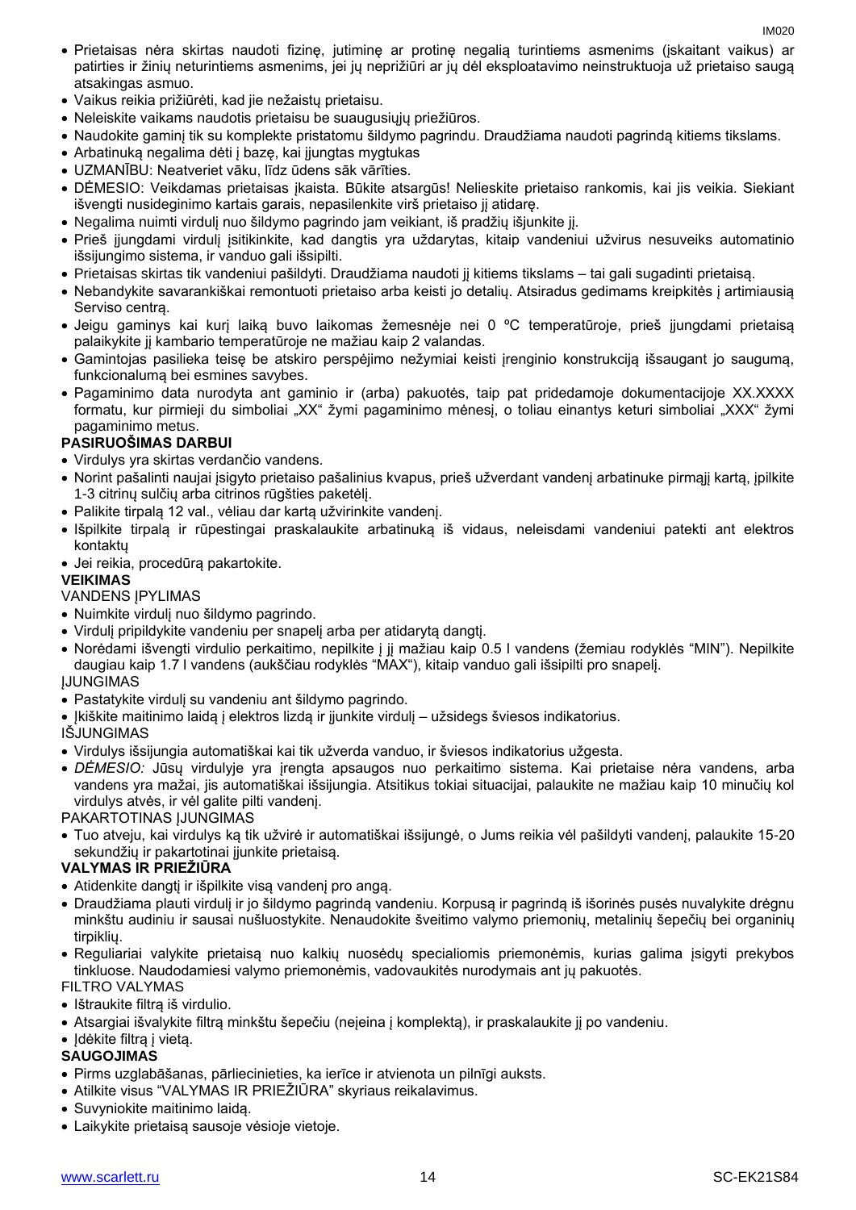- Prietaisas nėra skirtas naudoti fizinę, jutiminę ar protinę negalią turintiems asmenims (įskaitant vaikus) ar patirties ir žinių neturintiems asmenims, jei jų neprižiūri ar jų dėl eksploatavimo neinstruktuoja už prietaiso saugą atsakingas asmuo.
- Vaikus reikia prižiūrėti, kad jie nežaistų prietaisu.
- Neleiskite vaikams naudotis prietaisu be suaugusiųjų priežiūros.
- Naudokite gaminį tik su komplekte pristatomu šildymo pagrindu. Draudžiama naudoti pagrindą kitiems tikslams.
- Arbatinuką negalima dėti į bazę, kai įjungtas mygtukas
- UZMANĪBU: Neatveriet vāku, līdz ūdens sāk vārīties.
- DĖMESIO: Veikdamas prietaisas įkaista. Būkite atsargūs! Nelieskite prietaiso rankomis, kai jis veikia. Siekiant išvengti nusideginimo kartais garais, nepasilenkite virš prietaiso jį atidarę.
- Negalima nuimti virdulį nuo šildymo pagrindo jam veikiant, iš pradžių išjunkite jį.
- Prieš įjungdami virdulį įsitikinkite, kad dangtis yra uždarytas, kitaip vandeniui užvirus nesuveiks automatinio išsijungimo sistema, ir vanduo gali išsipilti.
- Prietaisas skirtas tik vandeniui pašildyti. Draudžiama naudoti jį kitiems tikslams – tai gali sugadinti prietaisą.
- Nebandykite savarankiškai remontuoti prietaiso arba keisti jo detalių. Atsiradus gedimams kreipkitės į artimiausią Serviso centrą.
- Jeigu gaminys kai kurį laiką buvo laikomas žemesnėje nei 0 ºC temperatūroje, prieš įjungdami prietaisą palaikykite jį kambario temperatūroje ne mažiau kaip 2 valandas.
- Gamintojas pasilieka teisę be atskiro perspėjimo nežymiai keisti įrenginio konstrukciją išsaugant jo saugumą, funkcionalumą bei esmines savybes.
- Pagaminimo data nurodyta ant gaminio ir (arba) pakuotės, taip pat pridedamoje dokumentacijoje XX.XXXX formatu, kur pirmieji du simboliai „XX“ žymi pagaminimo mėnesį, o toliau einantys keturi simboliai „XXX“ žymi pagaminimo metus.

**PASIRUOŠIMAS DARBUI**

- Virdulys yra skirtas verdančio vandens.
- Norint pašalinti naujai įsigyto prietaiso pašalinius kvapus, prieš užverdant vandenį arbatinuke pirmąjį kartą, įpilkite 1-3 citrinų sulčių arba citrinos rūgšties paketėlį.
- Palikite tirpalą 12 val., vėliau dar kartą užvirinkite vandenį.
- Išpilkite tirpalą ir rūpestingai praskalaukite arbatinuką iš vidaus, neleisdami vandeniui patekti ant elektros kontaktų
- Jei reikia, procedūrą pakartokite.

**VEIKIMAS**

VANDENS ĮPYLIMAS

- Nuimkite virdulį nuo šildymo pagrindo.
- Virdulį pripildykite vandeniu per snapelį arba per atidarytą dangtį.
- Norėdami išvengti virdulio perkaitimo, nepilkite į jį mažiau kaip 0.5 l vandens (žemiau rodyklės "MIN"). Nepilkite daugiau kaip 1.7 l vandens (aukščiau rodyklės "MAX"), kitaip vanduo gali išsipilti pro snapelį.

ĮJUNGIMAS

- Pastatykite virdulį su vandeniu ant šildymo pagrindo.
- Įkiškite maitinimo laidą į elektros lizdą ir įjunkite virdulį – užsidegs šviesos indikatorius.

IŠJUNGIMAS

- Virdulys išsijungia automatiškai kai tik užverda vanduo, ir šviesos indikatorius užgesta.
- *DĖMESIO:* Jūsų virdulyje yra įrengta apsaugos nuo perkaitimo sistema. Kai prietaise nėra vandens, arba vandens yra mažai, jis automatiškai išsijungia. Atsitikus tokiai situacijai, palaukite ne mažiau kaip 10 minučių kol virdulys atvės, ir vėl galite pilti vandenį.

PAKARTOTINAS ĮJUNGIMAS

- Tuo atveju, kai virdulys ką tik užvirė ir automatiškai išsijungė, o Jums reikia vėl pašildyti vandenį, palaukite 15-20 sekundžių ir pakartotinai įjunkite prietaisą.

**VALYMAS IR PRIEŽIŪRA**

- Atidenkite dangtį ir išpilkite visą vandenį pro angą.
- Draudžiama plauti virdulį ir jo šildymo pagrindą vandeniu. Korpusą ir pagrindą iš išorinės pusės nuvalykite drėgnu minkštu audiniu ir sausai nušluostykite. Nenaudokite šveitimo valymo priemonių, metalinių šepečių bei organinių tirpiklių.
- Reguliariai valykite prietaisą nuo kalkių nuosėdų specialiomis priemonėmis, kurias galima įsigyti prekybos tinkluose. Naudodamiesi valymo priemonėmis, vadovaukitės nurodymais ant jų pakuotės.

FILTRO VALYMAS

- Ištraukite filtrą iš virdulio.
- Atsargiai išvalykite filtrą minkštu šepečiu (neįeina į komplektą), ir praskalaukite jį po vandeniu.
- Įdėkite filtrą į vietą.

**SAUGOJIMAS**

- Pirms uzglabāšanas, pārliecinieties, ka ierīce ir atvienota un pilnīgi auksts.
- Atlikite visus "VALYMAS IR PRIEŽIŪRA" skyriaus reikalavimus.
- Suvyniokite maitinimo laidą.
- Laikykite prietaisą sausoje vėsioje vietoje.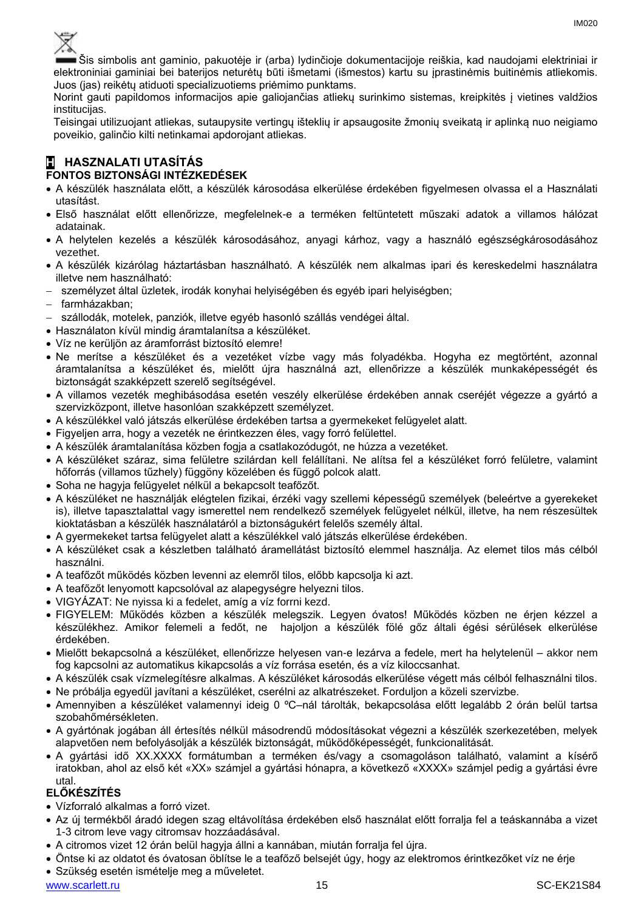Šis simbolis ant gaminio, pakuotėje ir (arba) lydinčioje dokumentacijoje reiškia, kad naudojami elektriniai ir elektroniniai gaminiai bei baterijos neturėtų būti išmetami (išmestos) kartu su įprastinėmis buitinėmis atliekomis. Juos (jas) reikėtų atiduoti specializuotiems priėmimo punktams.

Norint gauti papildomos informacijos apie galiojančias atliekų surinkimo sistemas, kreipkitės į vietines valdžios institucijas.

Teisingai utilizuojant atliekas, sutaupysite vertingų išteklių ir apsaugosite žmonių sveikatą ir aplinką nuo neigiamo poveikio, galinčio kilti netinkamai apdorojant atliekas.

## H HASZNALATI UTASÍTÁS

### FONTOS BIZTONSÁGI INTÉZKEDÉSEK

- A készülék használata előtt, a készülék károsodása elkerülése érdekében figyelmesen olvassa el a Használati utasítást.
- Első használat előtt ellenőrizze, megfelelnek-e a terméken feltüntetett műszaki adatok a villamos hálózat adatainak.
- A helytelen kezelés a készülék károsodásához, anyagi kárhoz, vagy a használó egészségkárosodásához vezethet.
- A készülék kizárólag háztartásban használható. A készülék nem alkalmas ipari és kereskedelmi használatra illetve nem használható:
  - személyzet által üzletek, irodák konyhai helyiségében és egyéb ipari helyiségben;
  - farmházakban;
  - szállodák, motelek, panziók, illetve egyéb hasonló szállás vendégei által.
- Használaton kívül mindig áramtalanítsa a készüléket.
- Víz ne kerüljön az áramforrást biztosító elemre!
- Ne merítse a készüléket és a vezetéket vízbe vagy más folyadékba. Hogyha ez megtörtént, azonnal áramtalanítsa a készüléket és, mielőtt újra használná azt, ellenőrizze a készülék munkaképességét és biztonságát szakképzett szerelő segítségével.
- A villamos vezeték meghibásodása esetén veszély elkerülése érdekében annak cseréjét végezze a gyártó a szervizközpont, illetve hasonlóan szakképzett személyzet.
- A készülékkel való játszás elkerülése érdekében tartsa a gyermekeket felügyelet alatt.
- Figyeljen arra, hogy a vezeték ne érintkezzen éles, vagy forró felülettel.
- A készülék áramtalanítása közben fogja a csatlakozódugót, ne húzza a vezetéket.
- A készüléket száraz, sima felületre szilárdan kell felállítani. Ne alítsa fel a készüléket forró felületre, valamint hőforrás (villamos tűzhely) függöny közelében és függő polcok alatt.
- Soha ne hagyja felügyelet nélkül a bekapcsolt teafőzőt.
- A készüléket ne használják elégtelen fizikai, érzéki vagy szellemi képességű személyek (beleértve a gyerekeket is), illetve tapasztalattal vagy ismerettel nem rendelkező személyek felügyelet nélkül, illetve, ha nem részesültek kioktatásban a készülék használatáról a biztonságukért felelős személy által.
- A gyermekeket tartsa felügyelet alatt a készülékkel való játszás elkerülése érdekében.
- A készüléket csak a készletben található áramellátást biztosító elemmel használja. Az elemet tilos más célból használni.
- A teafőzőt működés közben levenni az elemről tilos, előbb kapcsolja ki azt.
- A teafőzőt lenyomott kapcsolóval az alapegységre helyezni tilos.
- VIGYÁZAT: Ne nyissa ki a fedelet, amíg a víz forrni kezd.
- FIGYELEM: Működés közben a készülék melegszik. Legyen óvatos! Működés közben ne érjen kézzel a készülékhez. Amikor felemeli a fedőt, ne hajoljon a készülék fölé gőz általi égési sérülések elkerülése érdekében.
- Mielőtt bekapcsolná a készüléket, ellenőrizze helyesen van-e lezárva a fedele, mert ha helytelenül – akkor nem fog kapcsolni az automatikus kikapcsolás a víz forrása esetén, és a víz kiloccsanhat.
- A készülék csak vízmelegítésre alkalmas. A készüléket károsodás elkerülése végett más célból felhasználni tilos.
- Ne próbálja egyedül javítani a készüléket, cserélni az alkatrészeket. Forduljon a közeli szervizbe.
- Amennyiben a készüléket valamennyi ideig 0 ºC–nál tárolták, bekapcsolása előtt legalább 2 órán belül tartsa szobahőmérsékleten.
- A gyártónak jogában áll értesítés nélkül másodrendű módosításokat végezni a készülék szerkezetében, melyek alapvetően nem befolyásolják a készülék biztonságát, működőképességét, funkcionalitását.
- A gyártási idő XX.XXXX formátumban a terméken és/vagy a csomagoláson található, valamint a kísérő iratokban, ahol az első két «XX» számjel a gyártási hónapra, a következő «XXXX» számjel pedig a gyártási évre utal.

### ELŐKÉSZÍTÉS

- Vízforraló alkalmas a forró vizet.
- Az új termékből áradó idegen szag eltávolítása érdekében első használat előtt forralja fel a teáskannába a vizet 1-3 citrom leve vagy citromsav hozzáadásával.
- A citromos vizet 12 órán belül hagyja állni a kannában, miután forralja fel újra.
- Öntse ki az oldatot és óvatosan öblítse le a teafőző belsejét úgy, hogy az elektromos érintkezőket víz ne érje
- Szükség esetén ismételje meg a műveletet.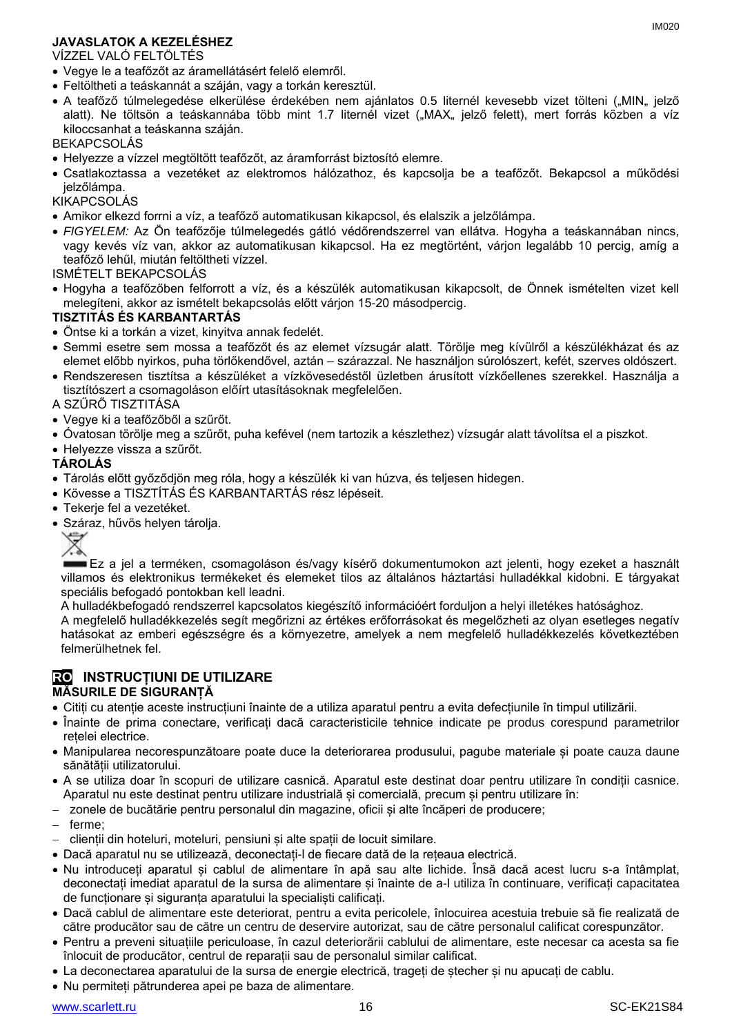**JAVASLATOK A KEZELÉSHEZ**

VÍZZEL VALÓ FELTÖLTÉS

- Vegye le a teafőzőt az áramellátásért felelő elemről.
- Feltöltheti a teáskannát a száján, vagy a torkán keresztül.
- A teafőző túlmelegedése elkerülése érdekében nem ajánlatos 0.5 liternél kevesebb vizet tölteni („MIN„ jelző alatt). Ne töltsön a teáskannába több mint 1.7 liternél vizet („MAX„ jelző felett), mert forrás közben a víz kiloccsanhat a teáskanna száján.

BEKAPCSOLÁS

- Helyezze a vízzel megtöltött teafőzőt, az áramforrást biztosító elemre.
- Csatlakoztassa a vezetéket az elektromos hálózathoz, és kapcsolja be a teafőzőt. Bekapcsol a működési jelzőlámpa.

KIKAPCSOLÁS

- Amikor elkezd forrni a víz, a teafőző automatikusan kikapcsol, és elalszik a jelzőlámpa.
- *FIGYELEM:* Az Ön teafőzője túlmelegedés gátló védőrendszerrel van ellátva. Hogyha a teáskannában nincs, vagy kevés víz van, akkor az automatikusan kikapcsol. Ha ez megtörtént, várjon legalább 10 percig, amíg a teafőző lehűl, miután feltöltheti vízzel.

ISMÉTELT BEKAPCSOLÁS

- Hogyha a teafőzőben felforrott a víz, és a készülék automatikusan kikapcsolt, de Önnek ismételten vizet kell melegíteni, akkor az ismételt bekapcsolás előtt várjon 15-20 másodpercig.

**TISZTITÁS ÉS KARBANTARTÁS**

- Öntse ki a torkán a vizet, kinyitva annak fedelét.
- Semmi esetre sem mossa a teafőzőt és az elemet vízsugár alatt. Törölje meg kívülről a készülékházat és az elemet előbb nyirkos, puha törlőkendővel, aztán – szárazzal. Ne használjon súrolószert, kefét, szerves oldószert.
- Rendszeresen tisztítsa a készüléket a vízkövesedéstől üzletben árusított vízkőellenes szerekkel. Használja a tisztítószert a csomagoláson előírt utasításoknak megfelelően.

A SZŰRŐ TISZTITÁSA

- Vegye ki a teafőzőből a szűrőt.
- Óvatosan törölje meg a szűrőt, puha kefével (nem tartozik a készlethez) vízsugár alatt távolítsa el a piszkot.
- Helyezze vissza a szűrőt.

**TÁROLÁS**

- Tárolás előtt győződjön meg róla, hogy a készülék ki van húzva, és teljesen hidegen.
- Kövesse a TISZTÍTÁS ÉS KARBANTARTÁS rész lépéseit.
- Tekerje fel a vezetéket.
- Száraz, hűvös helyen tárolja.

Ez a jel a terméken, csomagoláson és/vagy kísérő dokumentumokon azt jelenti, hogy ezeket a használt villamos és elektronikus termékeket és elemeket tilos az általános háztartási hulladékkal kidobni. E tárgyakat speciális befogadó pontokban kell leadni.

A hulladékbefogadó rendszerrel kapcsolatos kiegészítő információért forduljon a helyi illetékes hatósághoz.

A megfelelő hulladékkezelés segít megőrizni az értékes erőforrásokat és megelőzheti az olyan esetleges negatív hatásokat az emberi egészségre és a környezetre, amelyek a nem megfelelő hulladékkezelés következtében felmerülhetnek fel.

## RO INSTRUCȚIUNI DE UTILIZARE

**MĂSURILE DE SIGURANȚĂ**

- Citiți cu atenție aceste instrucțiuni înainte de a utiliza aparatul pentru a evita defecțiunile în timpul utilizării.
- Înainte de prima conectare, verificați dacă caracteristicile tehnice indicate pe produs corespund parametrilor rețelei electrice.
- Manipularea necorespunzătoare poate duce la deteriorarea produsului, pagube materiale și poate cauza daune sănătății utilizatorului.
- A se utiliza doar în scopuri de utilizare casnică. Aparatul este destinat doar pentru utilizare în condiții casnice. Aparatul nu este destinat pentru utilizare industrială și comercială, precum și pentru utilizare în:
  - zonele de bucătărie pentru personalul din magazine, oficii și alte încăperi de producere;
  - ferme;
  - clienții din hoteluri, moteluri, pensiuni și alte spații de locuit similare.
- Dacă aparatul nu se utilizează, deconectați-l de fiecare dată de la rețeaua electrică.
- Nu introduceți aparatul și cablul de alimentare în apă sau alte lichide. Însă dacă acest lucru s-a întâmplat, deconectați imediat aparatul de la sursa de alimentare și înainte de a-l utiliza în continuare, verificați capacitatea de funcționare și siguranța aparatului la specialiști calificați.
- Dacă cablul de alimentare este deteriorat, pentru a evita pericolele, înlocuirea acestuia trebuie să fie realizată de către producător sau de către un centru de deservire autorizat, sau de către personalul calificat corespunzător.
- Pentru a preveni situațiile periculoase, în cazul deteriorării cablului de alimentare, este necesar ca acesta sa fie înlocuit de producător, centrul de reparații sau de personalul similar calificat.
- La deconectarea aparatului de la sursa de energie electrică, trageți de ștecher și nu apucați de cablu.
- Nu permiteți pătrunderea apei pe baza de alimentare.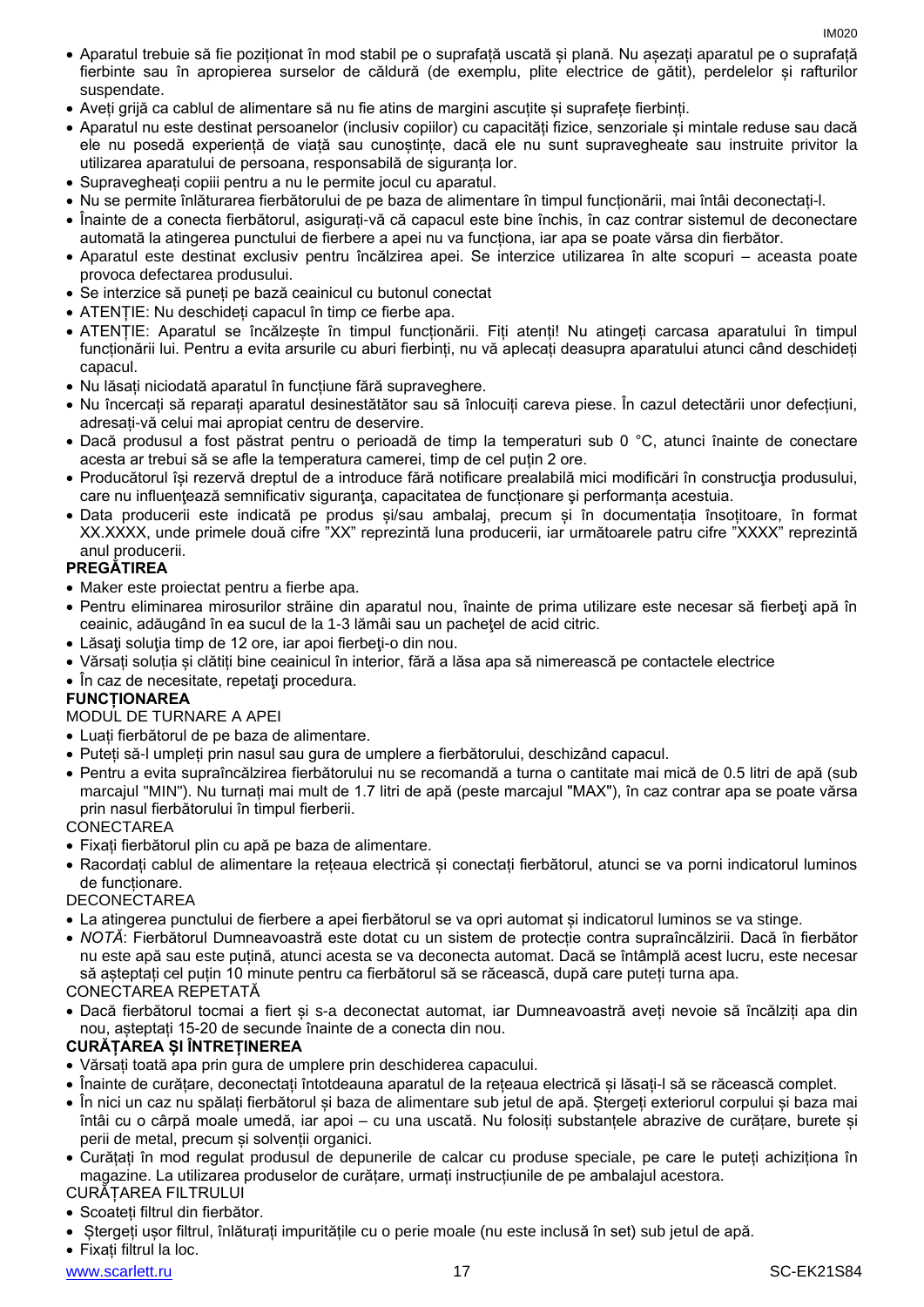- Aparatul trebuie să fie poziționat în mod stabil pe o suprafață uscată și plană. Nu așezați aparatul pe o suprafață fierbinte sau în apropierea surselor de căldură (de exemplu, plite electrice de gătit), perdelelor și rafturilor suspendate.
- Aveți grijă ca cablul de alimentare să nu fie atins de margini ascuțite și suprafețe fierbinți.
- Aparatul nu este destinat persoanelor (inclusiv copiilor) cu capacități fizice, senzoriale și mintale reduse sau dacă ele nu posedă experiență de viață sau cunoștințe, dacă ele nu sunt supravegheate sau instruite privitor la utilizarea aparatului de persoana, responsabilă de siguranța lor.
- Supravegheați copiii pentru a nu le permite jocul cu aparatul.
- Nu se permite înlăturarea fierbătorului de pe baza de alimentare în timpul funcționării, mai întâi deconectați-l.
- Înainte de a conecta fierbătorul, asigurați-vă că capacul este bine închis, în caz contrar sistemul de deconectare automată la atingerea punctului de fierbere a apei nu va funcționa, iar apa se poate vărsa din fierbător.
- Aparatul este destinat exclusiv pentru încălzirea apei. Se interzice utilizarea în alte scopuri – aceasta poate provoca defectarea produsului.
- Se interzice să puneți pe bază ceainicul cu butonul conectat
- ATENȚIE: Nu deschideți capacul în timp ce fierbe apa.
- ATENȚIE: Aparatul se încălzește în timpul funcționării. Fiți atenți! Nu atingeți carcasa aparatului în timpul funcționării lui. Pentru a evita arsurile cu aburi fierbinți, nu vă aplecați deasupra aparatului atunci când deschideți capacul.
- Nu lăsați niciodată aparatul în funcțiune fără supraveghere.
- Nu încercați să reparați aparatul desinestătător sau să înlocuiți careva piese. În cazul detectării unor defecțiuni, adresați-vă celui mai apropiat centru de deservire.
- Dacă produsul a fost păstrat pentru o perioadă de timp la temperaturi sub 0 °C, atunci înainte de conectare acesta ar trebui să se afle la temperatura camerei, timp de cel puțin 2 ore.
- Producătorul își rezervă dreptul de a introduce fără notificare prealabilă mici modificări în construcţia produsului, care nu influențează semnificativ siguranţa, capacitatea de funcționare şi performanța acestuia.
- Data producerii este indicată pe produs și/sau ambalaj, precum și în documentația însoțitoare, în format XX.XXXX, unde primele două cifre "XX" reprezintă luna producerii, iar următoarele patru cifre "XXXX" reprezintă anul producerii.

**PREGĂTIREA**

- Maker este proiectat pentru a fierbe apa.
- Pentru eliminarea mirosurilor străine din aparatul nou, înainte de prima utilizare este necesar să fierbeţi apă în ceainic, adăugând în ea sucul de la 1-3 lămâi sau un pachețel de acid citric.
- Lăsaţi soluţia timp de 12 ore, iar apoi fierbeţi-o din nou.
- Vărsați soluția și clătiți bine ceainicul în interior, fără a lăsa apa să nimerească pe contactele electrice
- În caz de necesitate, repetaţi procedura.

**FUNCȚIONAREA**

MODUL DE TURNARE A APEI

- Luați fierbătorul de pe baza de alimentare.
- Puteți să-l umpleți prin nasul sau gura de umplere a fierbătorului, deschizând capacul.
- Pentru a evita supraîncălzirea fierbătorului nu se recomandă a turna o cantitate mai mică de 0.5 litri de apă (sub marcajul "MIN"). Nu turnați mai mult de 1.7 litri de apă (peste marcajul "MAX"), în caz contrar apa se poate vărsa prin nasul fierbătorului în timpul fierberii.

CONECTAREA

- Fixați fierbătorul plin cu apă pe baza de alimentare.
- Racordați cablul de alimentare la rețeaua electrică și conectați fierbătorul, atunci se va porni indicatorul luminos de funcționare.

DECONECTAREA

- La atingerea punctului de fierbere a apei fierbătorul se va opri automat și indicatorul luminos se va stinge.
- *NOTĂ*: Fierbătorul Dumneavoastră este dotat cu un sistem de protecție contra supraîncălzirii. Dacă în fierbător nu este apă sau este puțină, atunci acesta se va deconecta automat. Dacă se întâmplă acest lucru, este necesar să așteptați cel puțin 10 minute pentru ca fierbătorul să se răcească, după care puteți turna apa.

CONECTAREA REPETATĂ

- Dacă fierbătorul tocmai a fiert și s-a deconectat automat, iar Dumneavoastră aveți nevoie să încălziți apa din nou, așteptați 15-20 de secunde înainte de a conecta din nou.

**CURĂȚAREA ȘI ÎNTREȚINEREA**

- Vărsați toată apa prin gura de umplere prin deschiderea capacului.
- Înainte de curățare, deconectați întotdeauna aparatul de la rețeaua electrică și lăsați-l să se răcească complet.
- În nici un caz nu spălați fierbătorul și baza de alimentare sub jetul de apă. Ștergeți exteriorul corpului și baza mai întâi cu o cârpă moale umedă, iar apoi – cu una uscată. Nu folosiți substanțele abrazive de curățare, burete și perii de metal, precum și solvenții organici.
- Curățați în mod regulat produsul de depunerile de calcar cu produse speciale, pe care le puteți achiziționa în magazine. La utilizarea produselor de curățare, urmați instrucțiunile de pe ambalajul acestora.

CURĂȚAREA FILTRULUI

- Scoateți filtrul din fierbător.
- Ștergeți ușor filtrul, înlăturați impuritățile cu o perie moale (nu este inclusă în set) sub jetul de apă.
- Fixați filtrul la loc.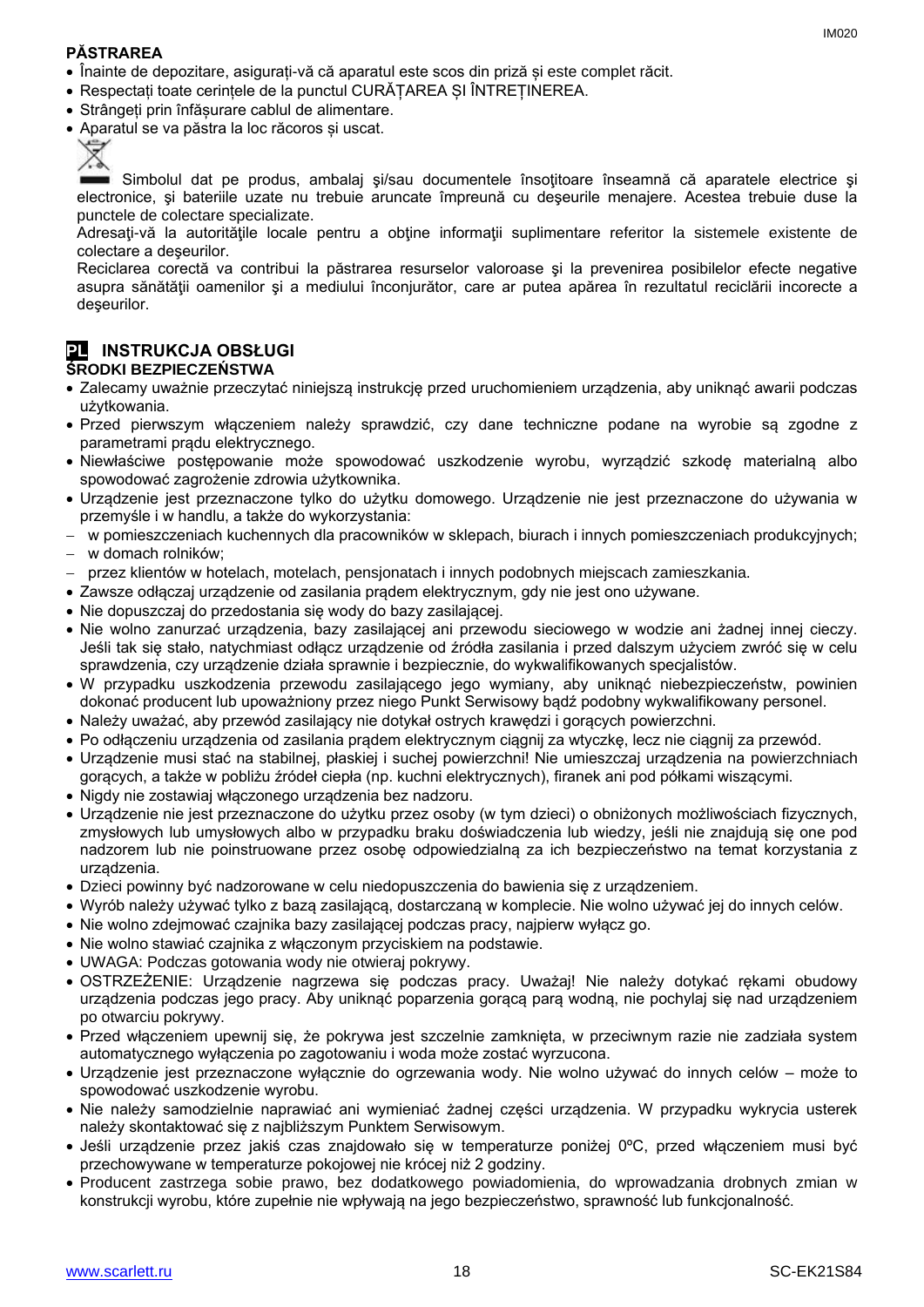**PĂSTRAREA**

- Înainte de depozitare, asigurați-vă că aparatul este scos din priză și este complet răcit.
- Respectați toate cerințele de la punctul CURĂȚAREA ȘI ÎNTREȚINEREA.
- Strângeți prin înfășurare cablul de alimentare.
- Aparatul se va păstra la loc răcoros și uscat.

Simbolul dat pe produs, ambalaj şi/sau documentele însoţitoare înseamnă că aparatele electrice şi electronice, şi bateriile uzate nu trebuie aruncate împreună cu deşeurile menajere. Acestea trebuie duse la punctele de colectare specializate.

Adresaţi-vă la autorităţile locale pentru a obţine informaţii suplimentare referitor la sistemele existente de colectare a deşeurilor.

Reciclarea corectă va contribui la păstrarea resurselor valoroase şi la prevenirea posibilelor efecte negative asupra sănătăţii oamenilor şi a mediului înconjurător, care ar putea apărea în rezultatul reciclării incorecte a deşeurilor.

## PL INSTRUKCJA OBSŁUGI

**ŚRODKI BEZPIECZEŃSTWA**

- Zalecamy uważnie przeczytać niniejszą instrukcję przed uruchomieniem urządzenia, aby uniknąć awarii podczas użytkowania.
- Przed pierwszym włączeniem należy sprawdzić, czy dane techniczne podane na wyrobie są zgodne z parametrami prądu elektrycznego.
- Niewłaściwe postępowanie może spowodować uszkodzenie wyrobu, wyrządzić szkodę materialną albo spowodować zagrożenie zdrowia użytkownika.
- Urządzenie jest przeznaczone tylko do użytku domowego. Urządzenie nie jest przeznaczone do używania w przemyśle i w handlu, a także do wykorzystania:
  - w pomieszczeniach kuchennych dla pracowników w sklepach, biurach i innych pomieszczeniach produkcyjnych;
  - w domach rolników;
  - przez klientów w hotelach, motelach, pensjonatach i innych podobnych miejscach zamieszkania.
- Zawsze odłączaj urządzenie od zasilania prądem elektrycznym, gdy nie jest ono używane.
- Nie dopuszczaj do przedostania się wody do bazy zasilającej.
- Nie wolno zanurzać urządzenia, bazy zasilającej ani przewodu sieciowego w wodzie ani żadnej innej cieczy. Jeśli tak się stało, natychmiast odłącz urządzenie od źródła zasilania i przed dalszym użyciem zwróć się w celu sprawdzenia, czy urządzenie działa sprawnie i bezpiecznie, do wykwalifikowanych specjalistów.
- W przypadku uszkodzenia przewodu zasilającego jego wymiany, aby uniknąć niebezpieczeństw, powinien dokonać producent lub upoważniony przez niego Punkt Serwisowy bądź podobny wykwalifikowany personel.
- Należy uważać, aby przewód zasilający nie dotykał ostrych krawędzi i gorących powierzchni.
- Po odłączeniu urządzenia od zasilania prądem elektrycznym ciągnij za wtyczkę, lecz nie ciągnij za przewód.
- Urządzenie musi stać na stabilnej, płaskiej i suchej powierzchni! Nie umieszczaj urządzenia na powierzchniach gorących, a także w pobliżu źródeł ciepła (np. kuchni elektrycznych), firanek ani pod półkami wiszącymi.
- Nigdy nie zostawiaj włączonego urządzenia bez nadzoru.
- Urządzenie nie jest przeznaczone do użytku przez osoby (w tym dzieci) o obniżonych możliwościach fizycznych, zmysłowych lub umysłowych albo w przypadku braku doświadczenia lub wiedzy, jeśli nie znajdują się one pod nadzorem lub nie poinstruowane przez osobę odpowiedzialną za ich bezpieczeństwo na temat korzystania z urządzenia.
- Dzieci powinny być nadzorowane w celu niedopuszczenia do bawienia się z urządzeniem.
- Wyrób należy używać tylko z bazą zasilającą, dostarczaną w komplecie. Nie wolno używać jej do innych celów.
- Nie wolno zdejmować czajnika bazy zasilającej podczas pracy, najpierw wyłącz go.
- Nie wolno stawiać czajnika z włączonym przyciskiem na podstawie.
- UWAGA: Podczas gotowania wody nie otwieraj pokrywy.
- OSTRZEŻENIE: Urządzenie nagrzewa się podczas pracy. Uważaj! Nie należy dotykać rękami obudowy urządzenia podczas jego pracy. Aby uniknąć poparzenia gorącą parą wodną, nie pochylaj się nad urządzeniem po otwarciu pokrywy.
- Przed włączeniem upewnij się, że pokrywa jest szczelnie zamknięta, w przeciwnym razie nie zadziała system automatycznego wyłączenia po zagotowaniu i woda może zostać wyrzucona.
- Urządzenie jest przeznaczone wyłącznie do ogrzewania wody. Nie wolno używać do innych celów – może to spowodować uszkodzenie wyrobu.
- Nie należy samodzielnie naprawiać ani wymieniać żadnej części urządzenia. W przypadku wykrycia usterek należy skontaktować się z najbliższym Punktem Serwisowym.
- Jeśli urządzenie przez jakiś czas znajdowało się w temperaturze poniżej 0ºC, przed włączeniem musi być przechowywane w temperaturze pokojowej nie krócej niż 2 godziny.
- Producent zastrzega sobie prawo, bez dodatkowego powiadomienia, do wprowadzania drobnych zmian w konstrukcji wyrobu, które zupełnie nie wpływają na jego bezpieczeństwo, sprawność lub funkcjonalność.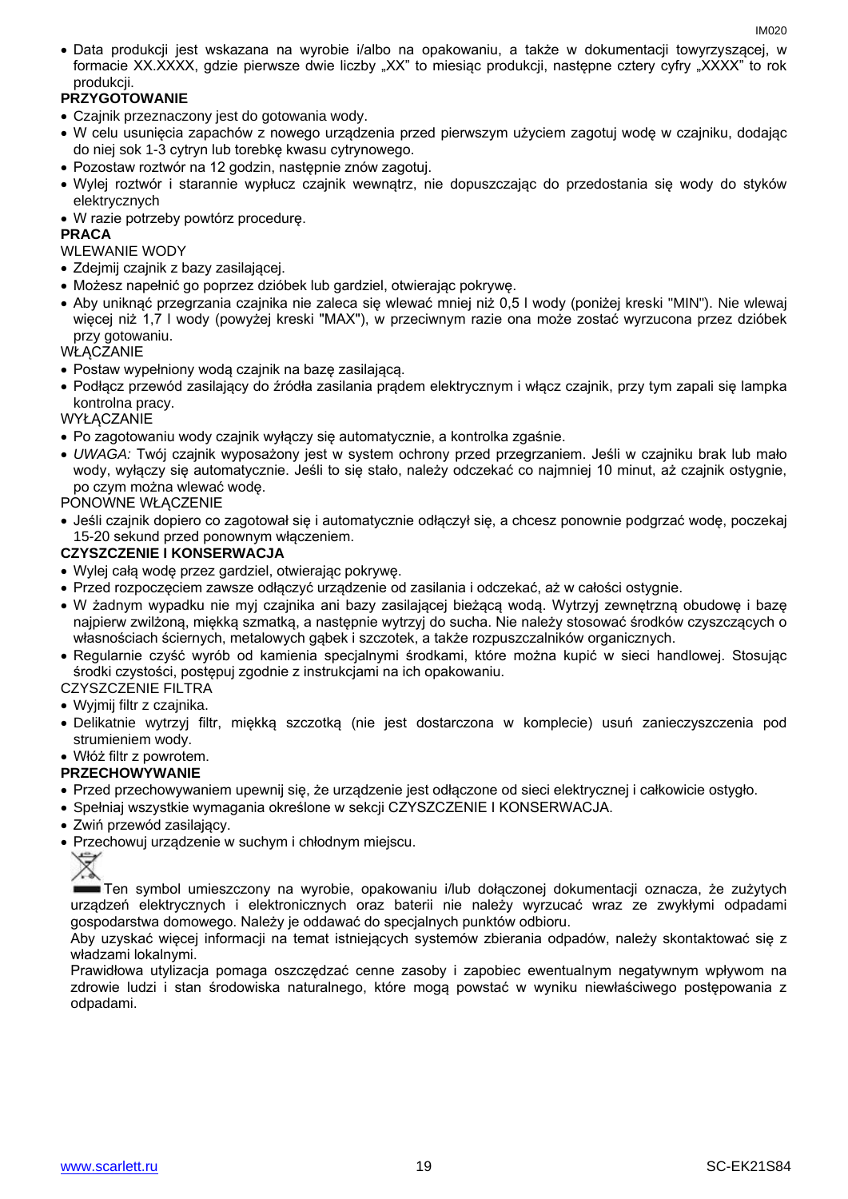- Data produkcji jest wskazana na wyrobie i/albo na opakowaniu, a także w dokumentacji towyrzyszącej, w formacie XX.XXXX, gdzie pierwsze dwie liczby „XX" to miesiąc produkcji, następne cztery cyfry „XXXX" to rok produkcji.

**PRZYGOTOWANIE**

- Czajnik przeznaczony jest do gotowania wody.
- W celu usunięcia zapachów z nowego urządzenia przed pierwszym użyciem zagotuj wodę w czajniku, dodając do niej sok 1-3 cytryn lub torebkę kwasu cytrynowego.
- Pozostaw roztwór na 12 godzin, następnie znów zagotuj.
- Wylej roztwór i starannie wypłucz czajnik wewnątrz, nie dopuszczając do przedostania się wody do styków elektrycznych
- W razie potrzeby powtórz procedurę.

**PRACA**

WLEWANIE WODY

- Zdejmij czajnik z bazy zasilającej.
- Możesz napełnić go poprzez dzióbek lub gardziel, otwierając pokrywę.
- Aby uniknąć przegrzania czajnika nie zaleca się wlewać mniej niż 0,5 l wody (poniżej kreski "MIN"). Nie wlewaj więcej niż 1,7 l wody (powyżej kreski "MAX"), w przeciwnym razie ona może zostać wyrzucona przez dzióbek przy gotowaniu.

WŁĄCZANIE

- Postaw wypełniony wodą czajnik na bazę zasilającą.
- Podłącz przewód zasilający do źródła zasilania prądem elektrycznym i włącz czajnik, przy tym zapali się lampka kontrolna pracy.

WYŁĄCZANIE

- Po zagotowaniu wody czajnik wyłączy się automatycznie, a kontrolka zgaśnie.
- *UWAGA:* Twój czajnik wyposażony jest w system ochrony przed przegrzaniem. Jeśli w czajniku brak lub mało wody, wyłączy się automatycznie. Jeśli to się stało, należy odczekać co najmniej 10 minut, aż czajnik ostygnie, po czym można wlewać wodę.

PONOWNE WŁĄCZENIE

- Jeśli czajnik dopiero co zagotował się i automatycznie odłączył się, a chcesz ponownie podgrzać wodę, poczekaj 15-20 sekund przed ponownym włączeniem.

**CZYSZCZENIE I KONSERWACJA**

- Wylej całą wodę przez gardziel, otwierając pokrywę.
- Przed rozpoczęciem zawsze odłączyć urządzenie od zasilania i odczekać, aż w całości ostygnie.
- W żadnym wypadku nie myj czajnika ani bazy zasilającej bieżącą wodą. Wytrzyj zewnętrzną obudowę i bazę najpierw zwilżoną, miękką szmatką, a następnie wytrzyj do sucha. Nie należy stosować środków czyszczących o własnościach ściernych, metalowych gąbek i szczotek, a także rozpuszczalników organicznych.
- Regularnie czyść wyrób od kamienia specjalnymi środkami, które można kupić w sieci handlowej. Stosując środki czystości, postępuj zgodnie z instrukcjami na ich opakowaniu.

CZYSZCZENIE FILTRA

- Wyjmij filtr z czajnika.
- Delikatnie wytrzyj filtr, miękką szczotką (nie jest dostarczona w komplecie) usuń zanieczyszczenia pod strumieniem wody.
- Włóż filtr z powrotem.

**PRZECHOWYWANIE**

- Przed przechowywaniem upewnij się, że urządzenie jest odłączone od sieci elektrycznej i całkowicie ostygło.
- Spełniaj wszystkie wymagania określone w sekcji CZYSZCZENIE I KONSERWACJA.
- Zwiń przewód zasilający.
- Przechowuj urządzenie w suchym i chłodnym miejscu.

Ten symbol umieszczony na wyrobie, opakowaniu i/lub dołączonej dokumentacji oznacza, że zużytych urządzeń elektrycznych i elektronicznych oraz baterii nie należy wyrzucać wraz ze zwykłymi odpadami gospodarstwa domowego. Należy je oddawać do specjalnych punktów odbioru.

Aby uzyskać więcej informacji na temat istniejących systemów zbierania odpadów, należy skontaktować się z władzami lokalnymi.

Prawidłowa utylizacja pomaga oszczędzać cenne zasoby i zapobiec ewentualnym negatywnym wpływom na zdrowie ludzi i stan środowiska naturalnego, które mogą powstać w wyniku niewłaściwego postępowania z odpadami.